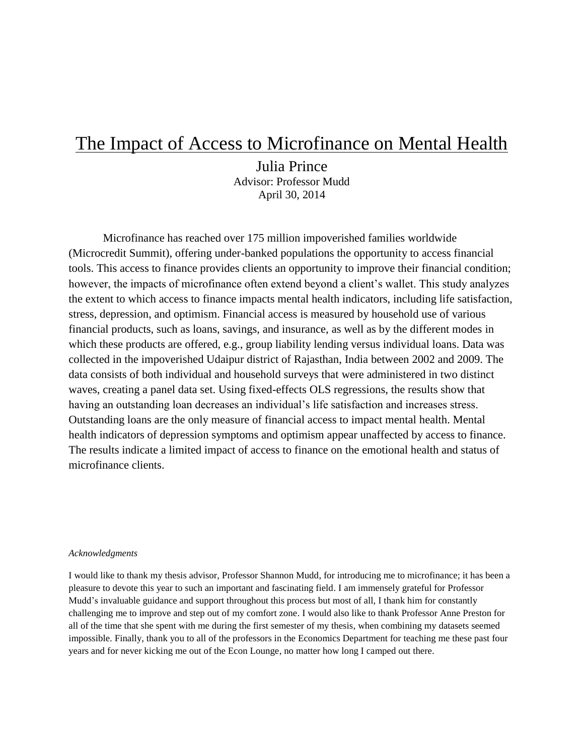# The Impact of Access to Microfinance on Mental Health

Julia Prince
Advisor: Professor Mudd
April 30, 2014

Microfinance has reached over 175 million impoverished families worldwide (Microcredit Summit), offering under-banked populations the opportunity to access financial tools. This access to finance provides clients an opportunity to improve their financial condition; however, the impacts of microfinance often extend beyond a client's wallet. This study analyzes the extent to which access to finance impacts mental health indicators, including life satisfaction, stress, depression, and optimism. Financial access is measured by household use of various financial products, such as loans, savings, and insurance, as well as by the different modes in which these products are offered, e.g., group liability lending versus individual loans. Data was collected in the impoverished Udaipur district of Rajasthan, India between 2002 and 2009. The data consists of both individual and household surveys that were administered in two distinct waves, creating a panel data set. Using fixed-effects OLS regressions, the results show that having an outstanding loan decreases an individual's life satisfaction and increases stress. Outstanding loans are the only measure of financial access to impact mental health. Mental health indicators of depression symptoms and optimism appear unaffected by access to finance. The results indicate a limited impact of access to finance on the emotional health and status of microfinance clients.

*Acknowledgments*

I would like to thank my thesis advisor, Professor Shannon Mudd, for introducing me to microfinance; it has been a pleasure to devote this year to such an important and fascinating field. I am immensely grateful for Professor Mudd's invaluable guidance and support throughout this process but most of all, I thank him for constantly challenging me to improve and step out of my comfort zone. I would also like to thank Professor Anne Preston for all of the time that she spent with me during the first semester of my thesis, when combining my datasets seemed impossible. Finally, thank you to all of the professors in the Economics Department for teaching me these past four years and for never kicking me out of the Econ Lounge, no matter how long I camped out there.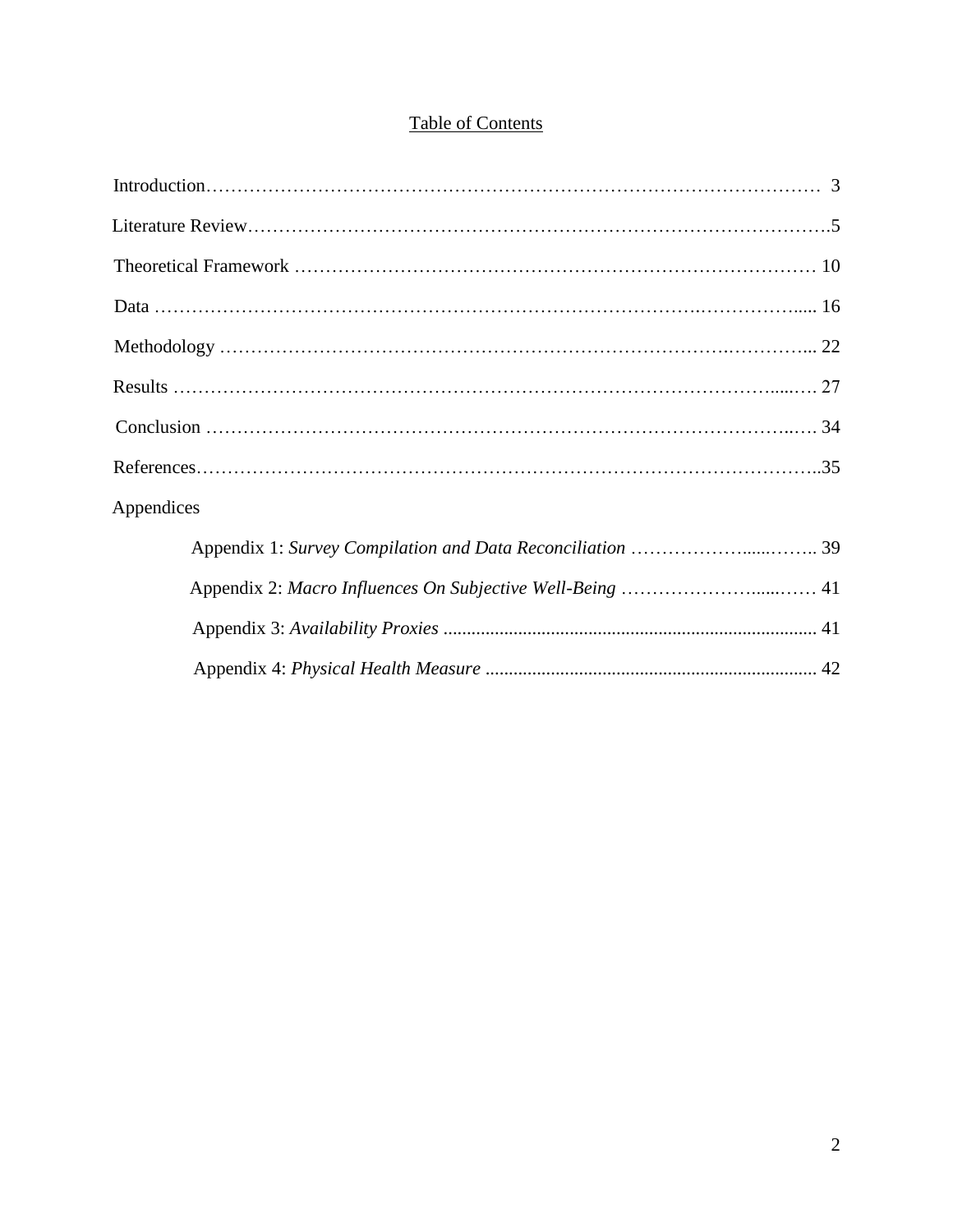# Table of Contents

Introduction ........................................................................................ 3

Literature Review .................................................................................. 5

Theoretical Framework ........................................................................ 10

Data ..................................................................................................... 16

Methodology ........................................................................................ 22

Results ................................................................................................. 27

Conclusion ........................................................................................... 34

References ........................................................................................... 35

Appendices

- Appendix 1: *Survey Compilation and Data Reconciliation* .................... 39
- Appendix 2: *Macro Influences On Subjective Well-Being* ....................... 41
- Appendix 3: *Availability Proxies* ........................................................ 41
- Appendix 4: *Physical Health Measure* ................................................. 42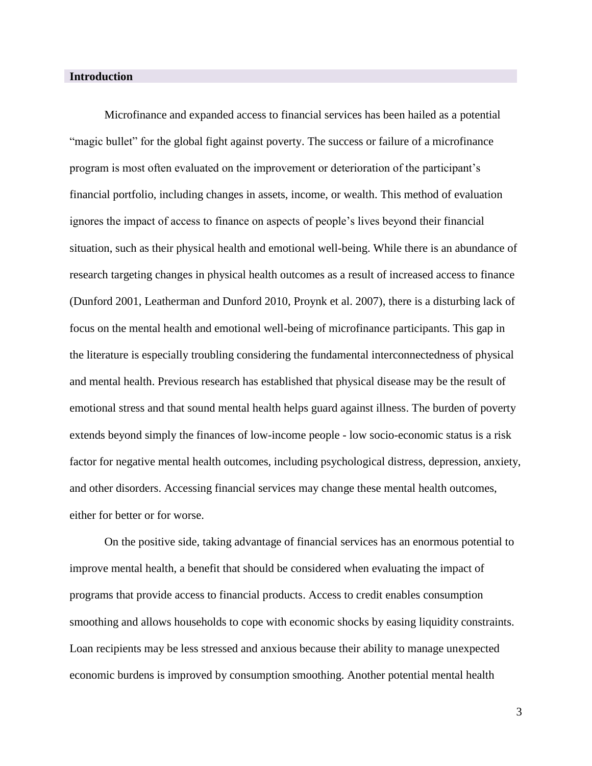## Introduction

Microfinance and expanded access to financial services has been hailed as a potential "magic bullet" for the global fight against poverty. The success or failure of a microfinance program is most often evaluated on the improvement or deterioration of the participant's financial portfolio, including changes in assets, income, or wealth. This method of evaluation ignores the impact of access to finance on aspects of people's lives beyond their financial situation, such as their physical health and emotional well-being. While there is an abundance of research targeting changes in physical health outcomes as a result of increased access to finance (Dunford 2001, Leatherman and Dunford 2010, Proynk et al. 2007), there is a disturbing lack of focus on the mental health and emotional well-being of microfinance participants. This gap in the literature is especially troubling considering the fundamental interconnectedness of physical and mental health. Previous research has established that physical disease may be the result of emotional stress and that sound mental health helps guard against illness. The burden of poverty extends beyond simply the finances of low-income people - low socio-economic status is a risk factor for negative mental health outcomes, including psychological distress, depression, anxiety, and other disorders. Accessing financial services may change these mental health outcomes, either for better or for worse.

On the positive side, taking advantage of financial services has an enormous potential to improve mental health, a benefit that should be considered when evaluating the impact of programs that provide access to financial products. Access to credit enables consumption smoothing and allows households to cope with economic shocks by easing liquidity constraints. Loan recipients may be less stressed and anxious because their ability to manage unexpected economic burdens is improved by consumption smoothing. Another potential mental health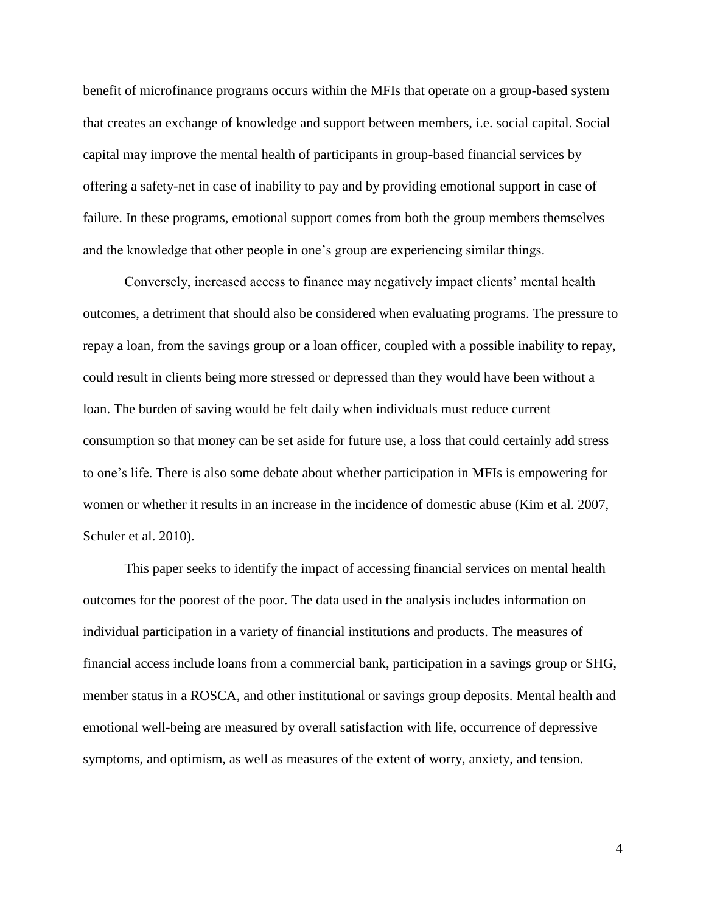benefit of microfinance programs occurs within the MFIs that operate on a group-based system that creates an exchange of knowledge and support between members, i.e. social capital. Social capital may improve the mental health of participants in group-based financial services by offering a safety-net in case of inability to pay and by providing emotional support in case of failure. In these programs, emotional support comes from both the group members themselves and the knowledge that other people in one's group are experiencing similar things.

Conversely, increased access to finance may negatively impact clients' mental health outcomes, a detriment that should also be considered when evaluating programs. The pressure to repay a loan, from the savings group or a loan officer, coupled with a possible inability to repay, could result in clients being more stressed or depressed than they would have been without a loan. The burden of saving would be felt daily when individuals must reduce current consumption so that money can be set aside for future use, a loss that could certainly add stress to one's life. There is also some debate about whether participation in MFIs is empowering for women or whether it results in an increase in the incidence of domestic abuse (Kim et al. 2007, Schuler et al. 2010).

This paper seeks to identify the impact of accessing financial services on mental health outcomes for the poorest of the poor. The data used in the analysis includes information on individual participation in a variety of financial institutions and products. The measures of financial access include loans from a commercial bank, participation in a savings group or SHG, member status in a ROSCA, and other institutional or savings group deposits. Mental health and emotional well-being are measured by overall satisfaction with life, occurrence of depressive symptoms, and optimism, as well as measures of the extent of worry, anxiety, and tension.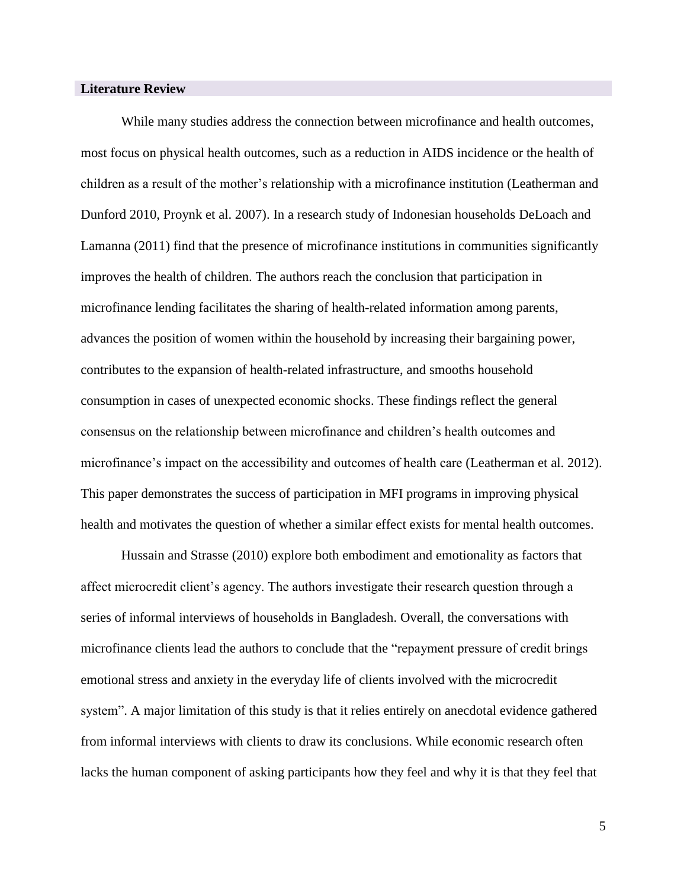## Literature Review

While many studies address the connection between microfinance and health outcomes, most focus on physical health outcomes, such as a reduction in AIDS incidence or the health of children as a result of the mother's relationship with a microfinance institution (Leatherman and Dunford 2010, Proynk et al. 2007). In a research study of Indonesian households DeLoach and Lamanna (2011) find that the presence of microfinance institutions in communities significantly improves the health of children. The authors reach the conclusion that participation in microfinance lending facilitates the sharing of health-related information among parents, advances the position of women within the household by increasing their bargaining power, contributes to the expansion of health-related infrastructure, and smooths household consumption in cases of unexpected economic shocks. These findings reflect the general consensus on the relationship between microfinance and children's health outcomes and microfinance's impact on the accessibility and outcomes of health care (Leatherman et al. 2012). This paper demonstrates the success of participation in MFI programs in improving physical health and motivates the question of whether a similar effect exists for mental health outcomes.

Hussain and Strasse (2010) explore both embodiment and emotionality as factors that affect microcredit client's agency. The authors investigate their research question through a series of informal interviews of households in Bangladesh. Overall, the conversations with microfinance clients lead the authors to conclude that the "repayment pressure of credit brings emotional stress and anxiety in the everyday life of clients involved with the microcredit system". A major limitation of this study is that it relies entirely on anecdotal evidence gathered from informal interviews with clients to draw its conclusions. While economic research often lacks the human component of asking participants how they feel and why it is that they feel that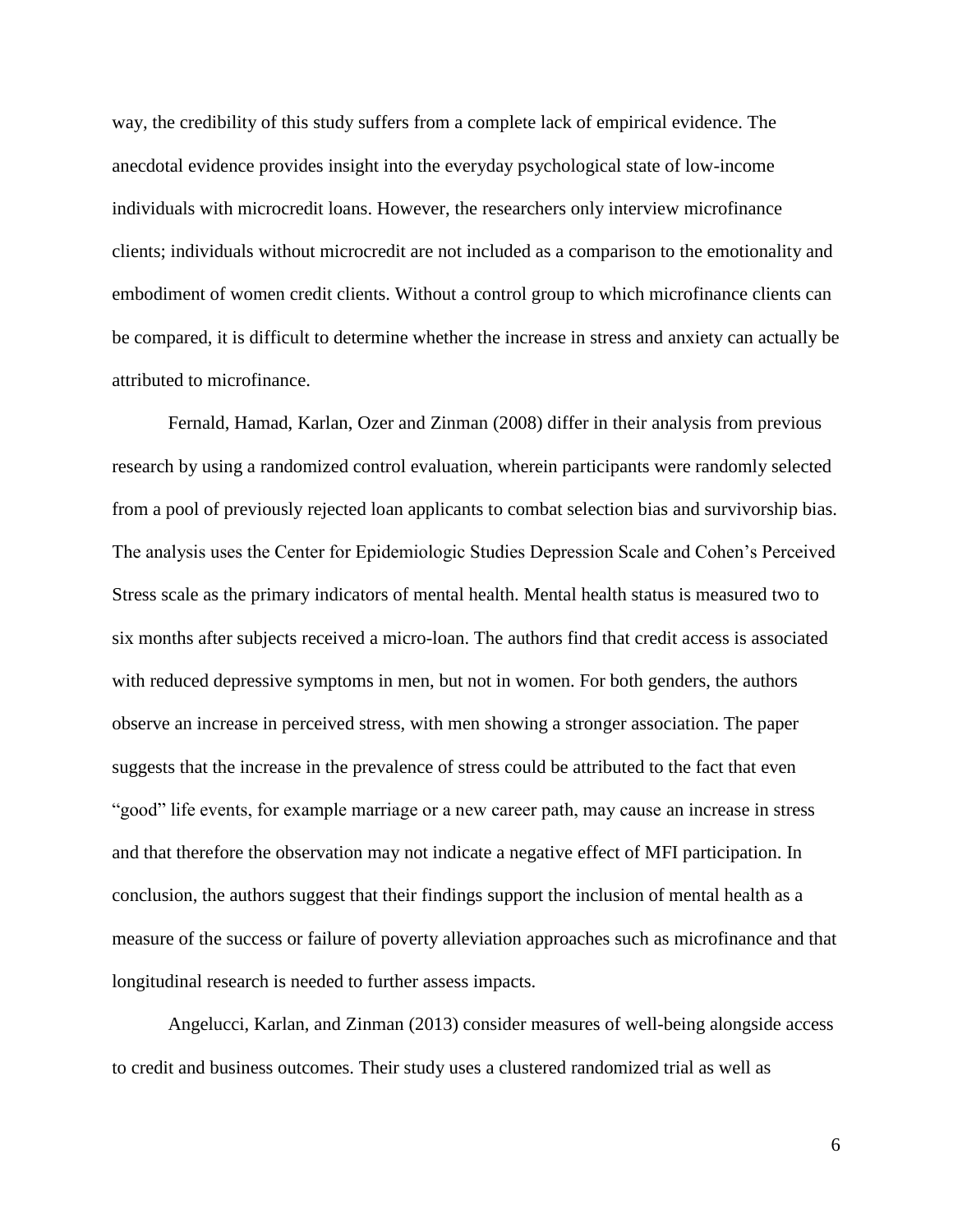way, the credibility of this study suffers from a complete lack of empirical evidence. The anecdotal evidence provides insight into the everyday psychological state of low-income individuals with microcredit loans. However, the researchers only interview microfinance clients; individuals without microcredit are not included as a comparison to the emotionality and embodiment of women credit clients. Without a control group to which microfinance clients can be compared, it is difficult to determine whether the increase in stress and anxiety can actually be attributed to microfinance.

Fernald, Hamad, Karlan, Ozer and Zinman (2008) differ in their analysis from previous research by using a randomized control evaluation, wherein participants were randomly selected from a pool of previously rejected loan applicants to combat selection bias and survivorship bias. The analysis uses the Center for Epidemiologic Studies Depression Scale and Cohen's Perceived Stress scale as the primary indicators of mental health. Mental health status is measured two to six months after subjects received a micro-loan. The authors find that credit access is associated with reduced depressive symptoms in men, but not in women. For both genders, the authors observe an increase in perceived stress, with men showing a stronger association. The paper suggests that the increase in the prevalence of stress could be attributed to the fact that even "good" life events, for example marriage or a new career path, may cause an increase in stress and that therefore the observation may not indicate a negative effect of MFI participation. In conclusion, the authors suggest that their findings support the inclusion of mental health as a measure of the success or failure of poverty alleviation approaches such as microfinance and that longitudinal research is needed to further assess impacts.

Angelucci, Karlan, and Zinman (2013) consider measures of well-being alongside access to credit and business outcomes. Their study uses a clustered randomized trial as well as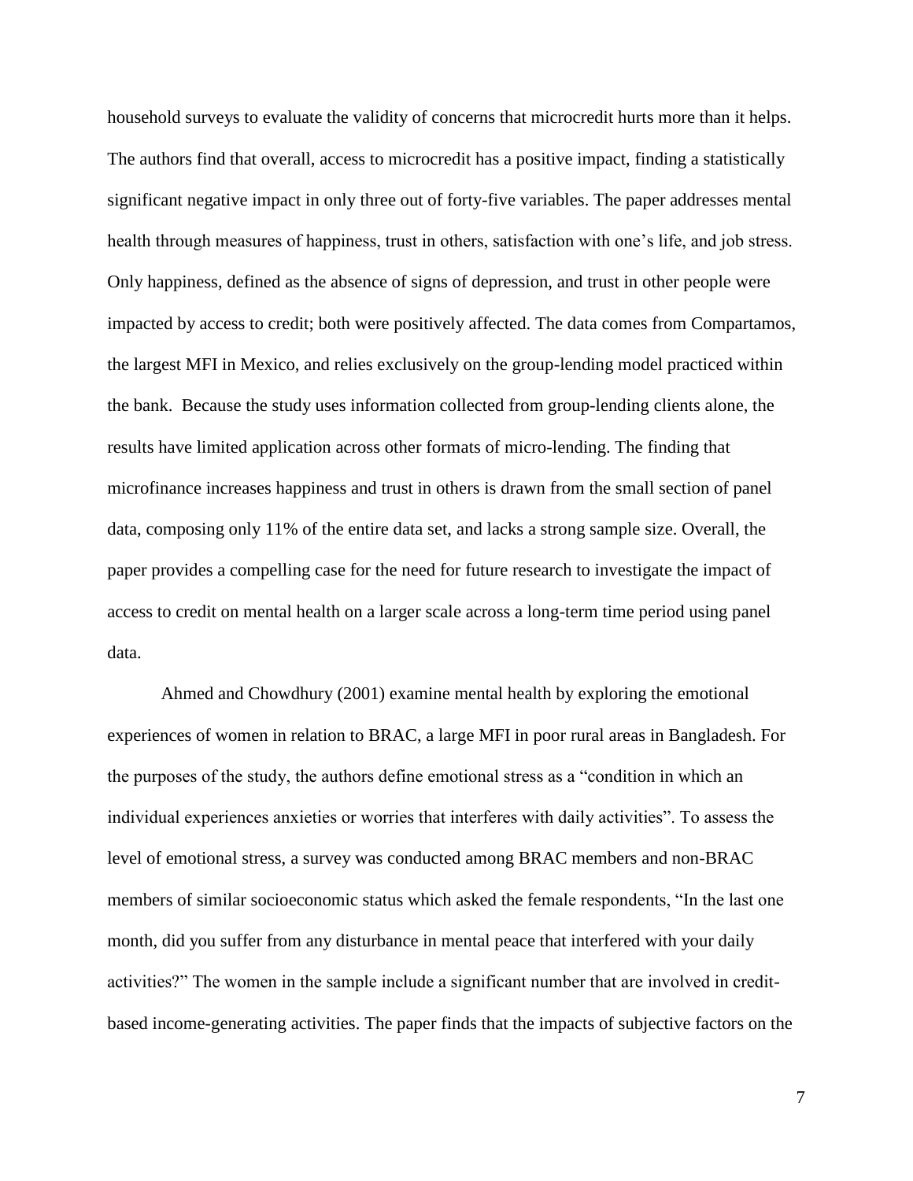household surveys to evaluate the validity of concerns that microcredit hurts more than it helps. The authors find that overall, access to microcredit has a positive impact, finding a statistically significant negative impact in only three out of forty-five variables. The paper addresses mental health through measures of happiness, trust in others, satisfaction with one's life, and job stress. Only happiness, defined as the absence of signs of depression, and trust in other people were impacted by access to credit; both were positively affected. The data comes from Compartamos, the largest MFI in Mexico, and relies exclusively on the group-lending model practiced within the bank. Because the study uses information collected from group-lending clients alone, the results have limited application across other formats of micro-lending. The finding that microfinance increases happiness and trust in others is drawn from the small section of panel data, composing only 11% of the entire data set, and lacks a strong sample size. Overall, the paper provides a compelling case for the need for future research to investigate the impact of access to credit on mental health on a larger scale across a long-term time period using panel data.

Ahmed and Chowdhury (2001) examine mental health by exploring the emotional experiences of women in relation to BRAC, a large MFI in poor rural areas in Bangladesh. For the purposes of the study, the authors define emotional stress as a "condition in which an individual experiences anxieties or worries that interferes with daily activities". To assess the level of emotional stress, a survey was conducted among BRAC members and non-BRAC members of similar socioeconomic status which asked the female respondents, "In the last one month, did you suffer from any disturbance in mental peace that interfered with your daily activities?" The women in the sample include a significant number that are involved in credit-based income-generating activities. The paper finds that the impacts of subjective factors on the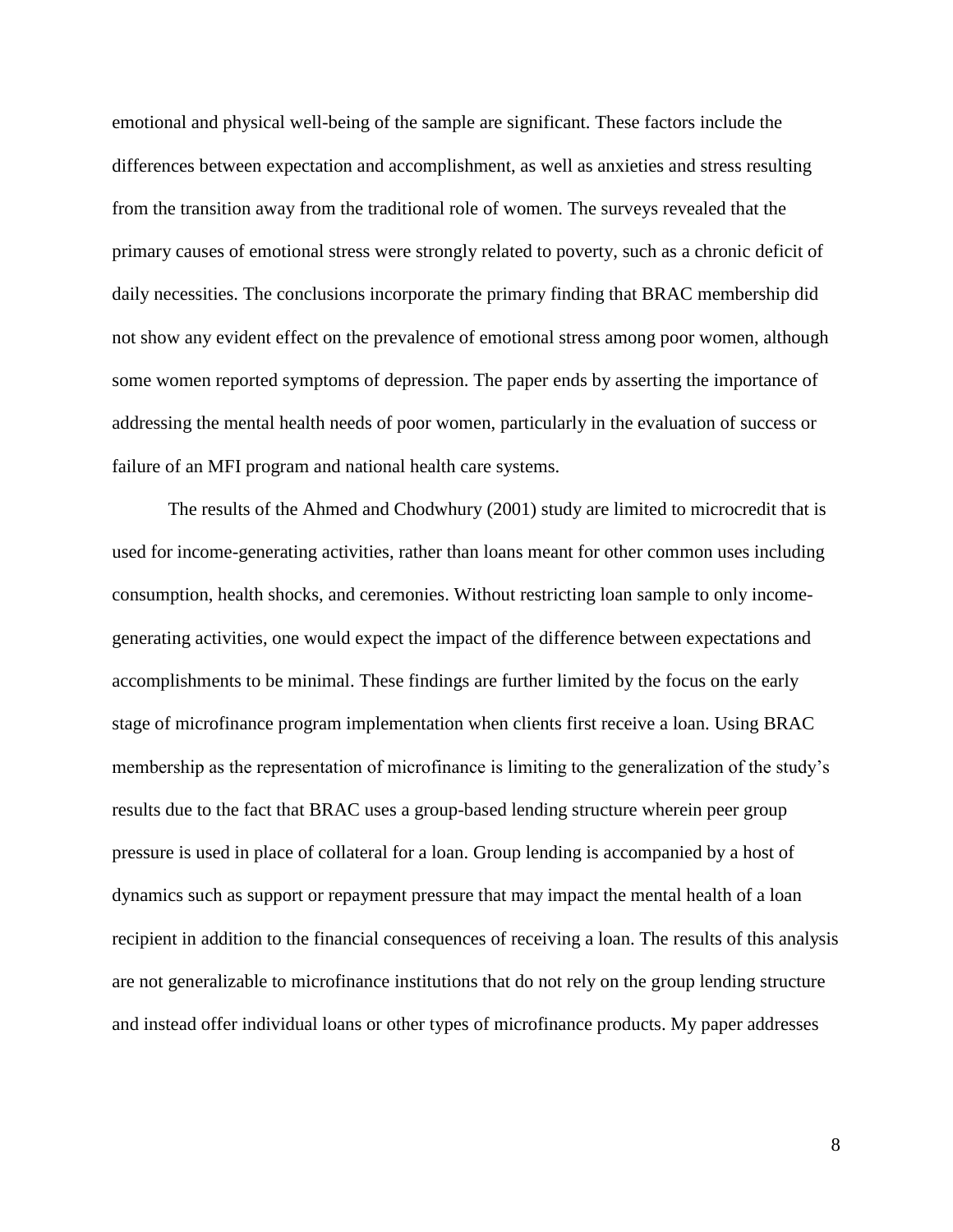emotional and physical well-being of the sample are significant. These factors include the differences between expectation and accomplishment, as well as anxieties and stress resulting from the transition away from the traditional role of women. The surveys revealed that the primary causes of emotional stress were strongly related to poverty, such as a chronic deficit of daily necessities. The conclusions incorporate the primary finding that BRAC membership did not show any evident effect on the prevalence of emotional stress among poor women, although some women reported symptoms of depression. The paper ends by asserting the importance of addressing the mental health needs of poor women, particularly in the evaluation of success or failure of an MFI program and national health care systems.

The results of the Ahmed and Chodwhury (2001) study are limited to microcredit that is used for income-generating activities, rather than loans meant for other common uses including consumption, health shocks, and ceremonies. Without restricting loan sample to only income-generating activities, one would expect the impact of the difference between expectations and accomplishments to be minimal. These findings are further limited by the focus on the early stage of microfinance program implementation when clients first receive a loan. Using BRAC membership as the representation of microfinance is limiting to the generalization of the study's results due to the fact that BRAC uses a group-based lending structure wherein peer group pressure is used in place of collateral for a loan. Group lending is accompanied by a host of dynamics such as support or repayment pressure that may impact the mental health of a loan recipient in addition to the financial consequences of receiving a loan. The results of this analysis are not generalizable to microfinance institutions that do not rely on the group lending structure and instead offer individual loans or other types of microfinance products. My paper addresses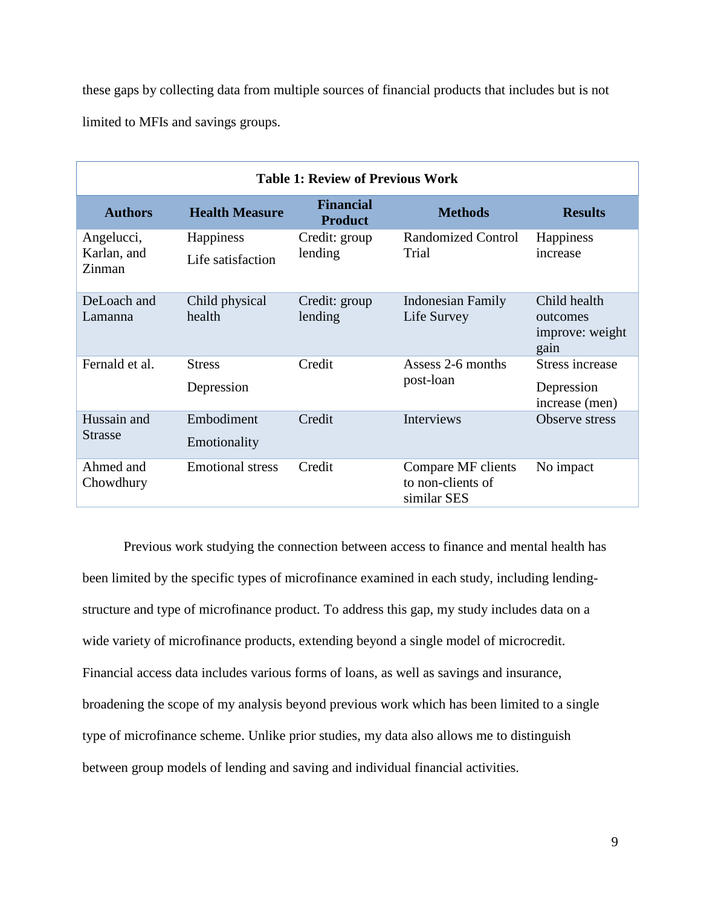these gaps by collecting data from multiple sources of financial products that includes but is not limited to MFIs and savings groups.

**Table 1: Review of Previous Work**

| Authors | Health Measure | Financial Product | Methods | Results |
|---|---|---|---|---|
| Angelucci, Karlan, and Zinman | Happiness<br>Life satisfaction | Credit: group lending | Randomized Control Trial | Happiness increase |
| DeLoach and Lamanna | Child physical health | Credit: group lending | Indonesian Family Life Survey | Child health outcomes improve: weight gain |
| Fernald et al. | Stress<br>Depression | Credit | Assess 2-6 months post-loan | Stress increase<br>Depression increase (men) |
| Hussain and Strasse | Embodiment<br>Emotionality | Credit | Interviews | Observe stress |
| Ahmed and Chowdhury | Emotional stress | Credit | Compare MF clients to non-clients of similar SES | No impact |

Previous work studying the connection between access to finance and mental health has been limited by the specific types of microfinance examined in each study, including lending-structure and type of microfinance product. To address this gap, my study includes data on a wide variety of microfinance products, extending beyond a single model of microcredit. Financial access data includes various forms of loans, as well as savings and insurance, broadening the scope of my analysis beyond previous work which has been limited to a single type of microfinance scheme. Unlike prior studies, my data also allows me to distinguish between group models of lending and saving and individual financial activities.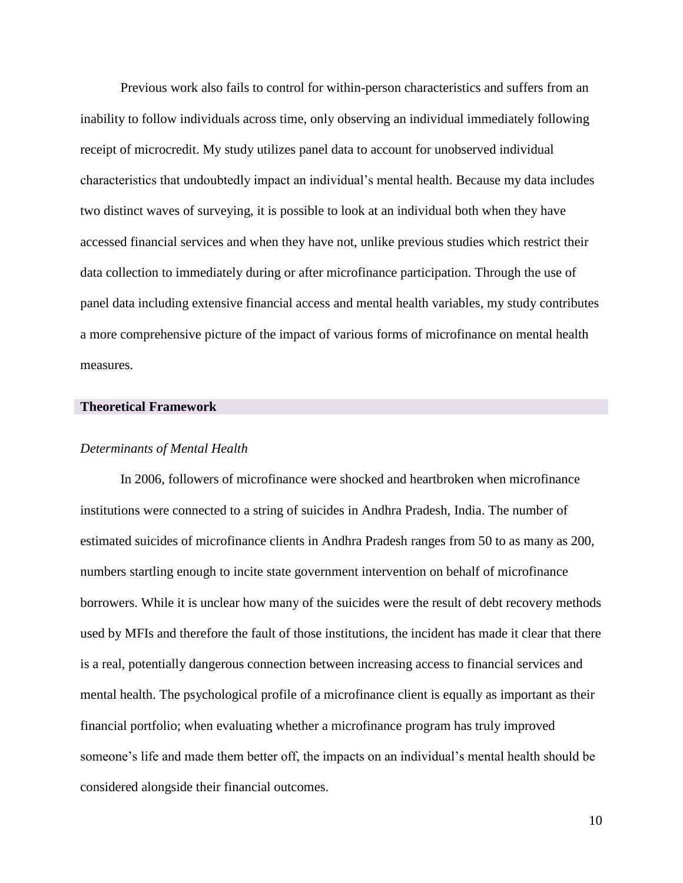Previous work also fails to control for within-person characteristics and suffers from an inability to follow individuals across time, only observing an individual immediately following receipt of microcredit. My study utilizes panel data to account for unobserved individual characteristics that undoubtedly impact an individual's mental health. Because my data includes two distinct waves of surveying, it is possible to look at an individual both when they have accessed financial services and when they have not, unlike previous studies which restrict their data collection to immediately during or after microfinance participation. Through the use of panel data including extensive financial access and mental health variables, my study contributes a more comprehensive picture of the impact of various forms of microfinance on mental health measures.

## Theoretical Framework

### *Determinants of Mental Health*

In 2006, followers of microfinance were shocked and heartbroken when microfinance institutions were connected to a string of suicides in Andhra Pradesh, India. The number of estimated suicides of microfinance clients in Andhra Pradesh ranges from 50 to as many as 200, numbers startling enough to incite state government intervention on behalf of microfinance borrowers. While it is unclear how many of the suicides were the result of debt recovery methods used by MFIs and therefore the fault of those institutions, the incident has made it clear that there is a real, potentially dangerous connection between increasing access to financial services and mental health. The psychological profile of a microfinance client is equally as important as their financial portfolio; when evaluating whether a microfinance program has truly improved someone's life and made them better off, the impacts on an individual's mental health should be considered alongside their financial outcomes.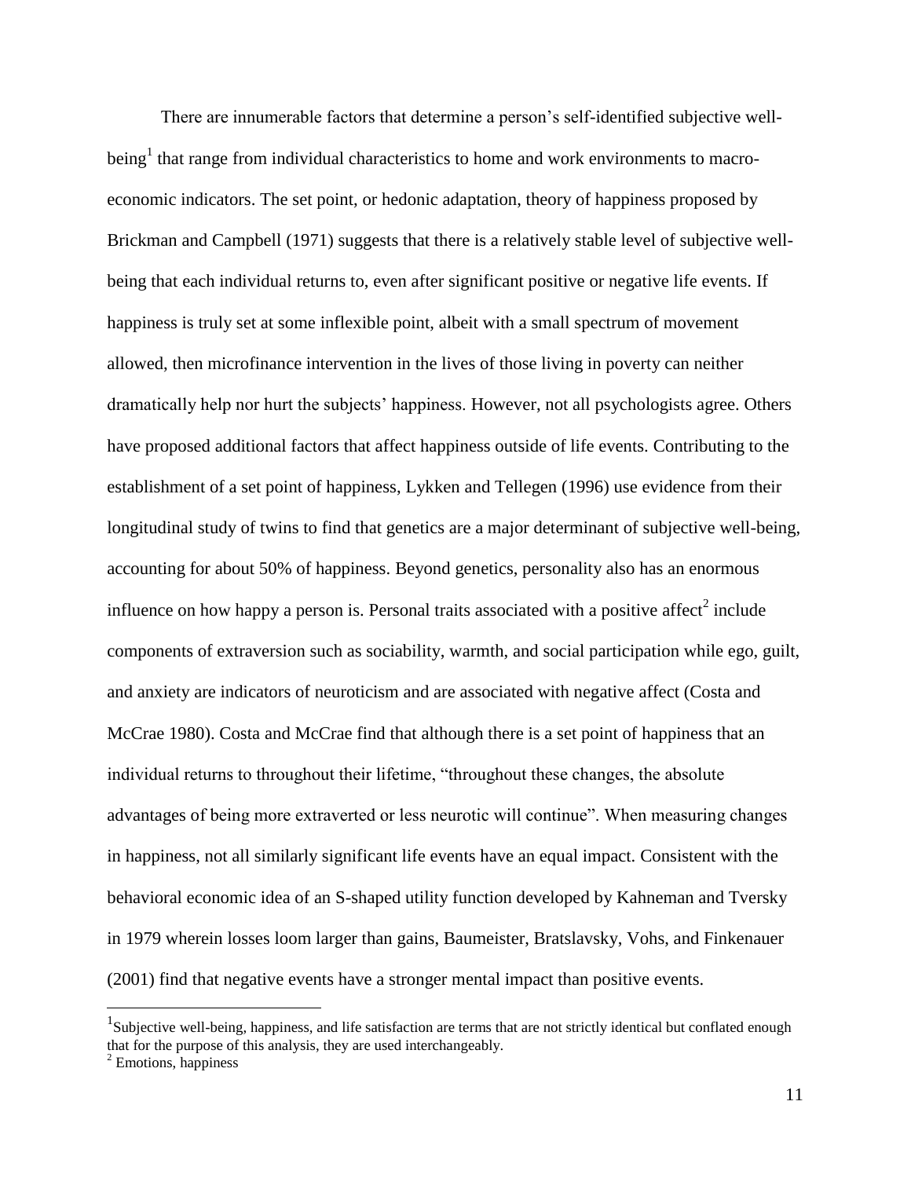There are innumerable factors that determine a person's self-identified subjective well-being[1] that range from individual characteristics to home and work environments to macro-economic indicators. The set point, or hedonic adaptation, theory of happiness proposed by Brickman and Campbell (1971) suggests that there is a relatively stable level of subjective well-being that each individual returns to, even after significant positive or negative life events. If happiness is truly set at some inflexible point, albeit with a small spectrum of movement allowed, then microfinance intervention in the lives of those living in poverty can neither dramatically help nor hurt the subjects' happiness. However, not all psychologists agree. Others have proposed additional factors that affect happiness outside of life events. Contributing to the establishment of a set point of happiness, Lykken and Tellegen (1996) use evidence from their longitudinal study of twins to find that genetics are a major determinant of subjective well-being, accounting for about 50% of happiness. Beyond genetics, personality also has an enormous influence on how happy a person is. Personal traits associated with a positive affect[2] include components of extraversion such as sociability, warmth, and social participation while ego, guilt, and anxiety are indicators of neuroticism and are associated with negative affect (Costa and McCrae 1980). Costa and McCrae find that although there is a set point of happiness that an individual returns to throughout their lifetime, "throughout these changes, the absolute advantages of being more extraverted or less neurotic will continue". When measuring changes in happiness, not all similarly significant life events have an equal impact. Consistent with the behavioral economic idea of an S-shaped utility function developed by Kahneman and Tversky in 1979 wherein losses loom larger than gains, Baumeister, Bratslavsky, Vohs, and Finkenauer (2001) find that negative events have a stronger mental impact than positive events.

[1] Subjective well-being, happiness, and life satisfaction are terms that are not strictly identical but conflated enough that for the purpose of this analysis, they are used interchangeably.

[2] Emotions, happiness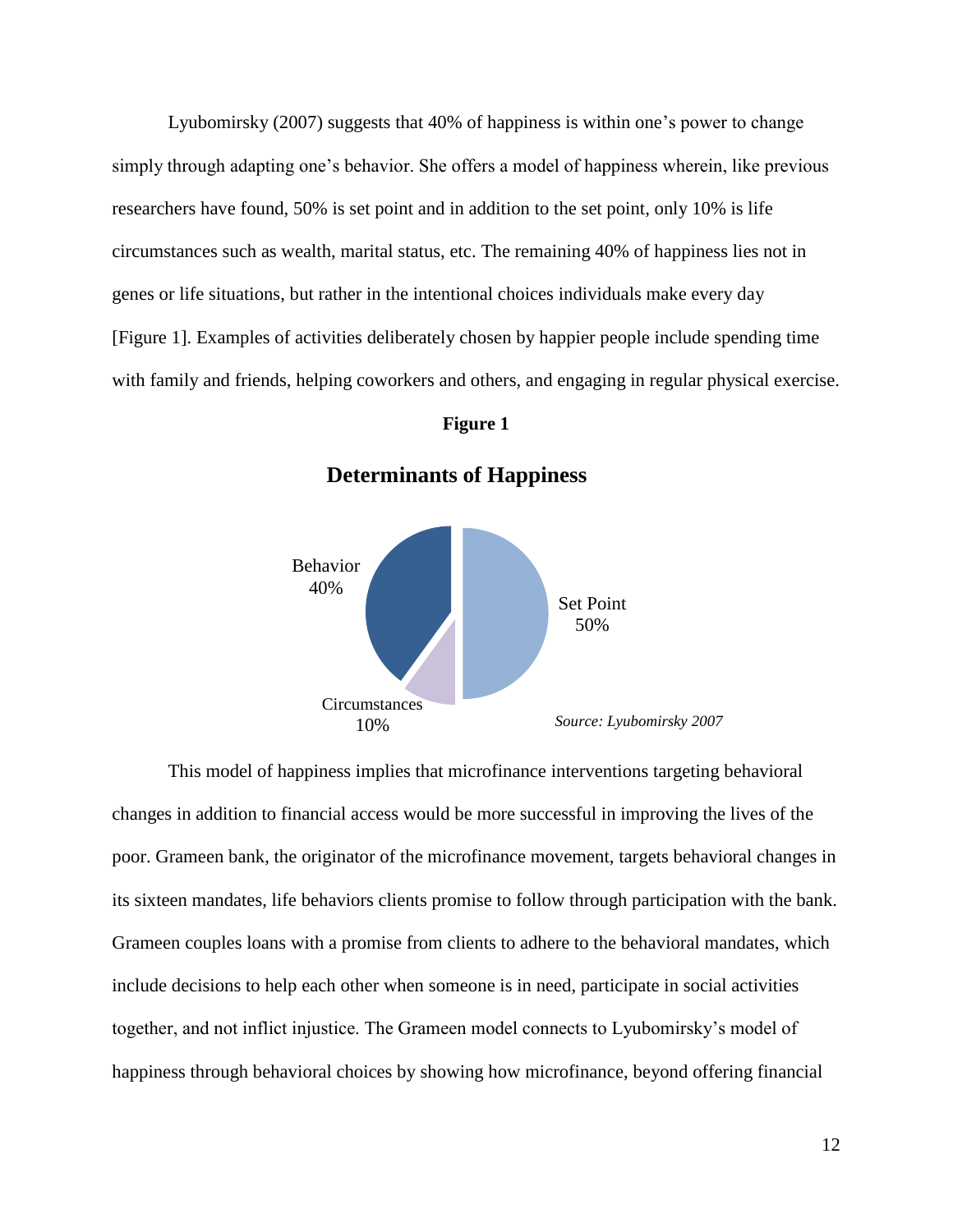Lyubomirsky (2007) suggests that 40% of happiness is within one's power to change simply through adapting one's behavior. She offers a model of happiness wherein, like previous researchers have found, 50% is set point and in addition to the set point, only 10% is life circumstances such as wealth, marital status, etc. The remaining 40% of happiness lies not in genes or life situations, but rather in the intentional choices individuals make every day [Figure 1]. Examples of activities deliberately chosen by happier people include spending time with family and friends, helping coworkers and others, and engaging in regular physical exercise.

**Figure 1**

**Determinants of Happiness**

Behavior 40%

Set Point 50%

Circumstances 10%

*Source: Lyubomirsky 2007*

This model of happiness implies that microfinance interventions targeting behavioral changes in addition to financial access would be more successful in improving the lives of the poor. Grameen bank, the originator of the microfinance movement, targets behavioral changes in its sixteen mandates, life behaviors clients promise to follow through participation with the bank. Grameen couples loans with a promise from clients to adhere to the behavioral mandates, which include decisions to help each other when someone is in need, participate in social activities together, and not inflict injustice. The Grameen model connects to Lyubomirsky's model of happiness through behavioral choices by showing how microfinance, beyond offering financial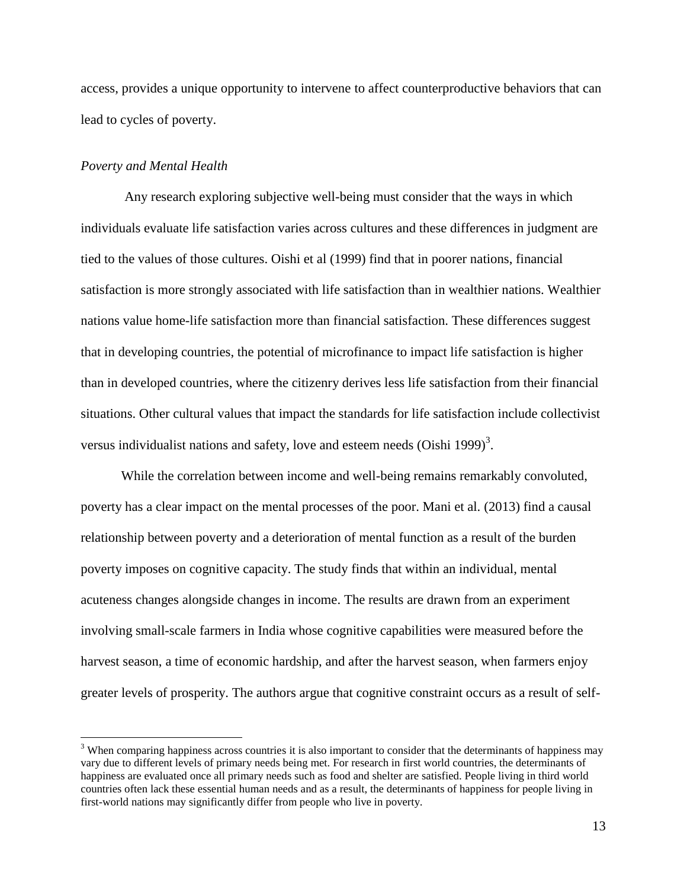access, provides a unique opportunity to intervene to affect counterproductive behaviors that can lead to cycles of poverty.

*Poverty and Mental Health*

Any research exploring subjective well-being must consider that the ways in which individuals evaluate life satisfaction varies across cultures and these differences in judgment are tied to the values of those cultures. Oishi et al (1999) find that in poorer nations, financial satisfaction is more strongly associated with life satisfaction than in wealthier nations. Wealthier nations value home-life satisfaction more than financial satisfaction. These differences suggest that in developing countries, the potential of microfinance to impact life satisfaction is higher than in developed countries, where the citizenry derives less life satisfaction from their financial situations. Other cultural values that impact the standards for life satisfaction include collectivist versus individualist nations and safety, love and esteem needs (Oishi 1999)[3].

While the correlation between income and well-being remains remarkably convoluted, poverty has a clear impact on the mental processes of the poor. Mani et al. (2013) find a causal relationship between poverty and a deterioration of mental function as a result of the burden poverty imposes on cognitive capacity. The study finds that within an individual, mental acuteness changes alongside changes in income. The results are drawn from an experiment involving small-scale farmers in India whose cognitive capabilities were measured before the harvest season, a time of economic hardship, and after the harvest season, when farmers enjoy greater levels of prosperity. The authors argue that cognitive constraint occurs as a result of self-

[3] When comparing happiness across countries it is also important to consider that the determinants of happiness may vary due to different levels of primary needs being met. For research in first world countries, the determinants of happiness are evaluated once all primary needs such as food and shelter are satisfied. People living in third world countries often lack these essential human needs and as a result, the determinants of happiness for people living in first-world nations may significantly differ from people who live in poverty.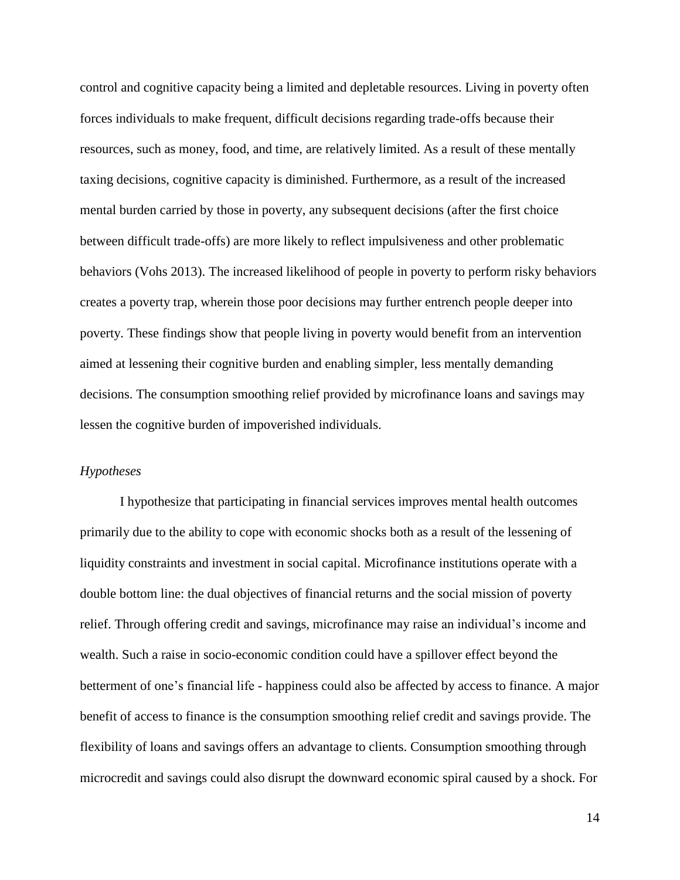control and cognitive capacity being a limited and depletable resources. Living in poverty often forces individuals to make frequent, difficult decisions regarding trade-offs because their resources, such as money, food, and time, are relatively limited. As a result of these mentally taxing decisions, cognitive capacity is diminished. Furthermore, as a result of the increased mental burden carried by those in poverty, any subsequent decisions (after the first choice between difficult trade-offs) are more likely to reflect impulsiveness and other problematic behaviors (Vohs 2013). The increased likelihood of people in poverty to perform risky behaviors creates a poverty trap, wherein those poor decisions may further entrench people deeper into poverty. These findings show that people living in poverty would benefit from an intervention aimed at lessening their cognitive burden and enabling simpler, less mentally demanding decisions. The consumption smoothing relief provided by microfinance loans and savings may lessen the cognitive burden of impoverished individuals.

*Hypotheses*

I hypothesize that participating in financial services improves mental health outcomes primarily due to the ability to cope with economic shocks both as a result of the lessening of liquidity constraints and investment in social capital. Microfinance institutions operate with a double bottom line: the dual objectives of financial returns and the social mission of poverty relief. Through offering credit and savings, microfinance may raise an individual's income and wealth. Such a raise in socio-economic condition could have a spillover effect beyond the betterment of one's financial life - happiness could also be affected by access to finance. A major benefit of access to finance is the consumption smoothing relief credit and savings provide. The flexibility of loans and savings offers an advantage to clients. Consumption smoothing through microcredit and savings could also disrupt the downward economic spiral caused by a shock. For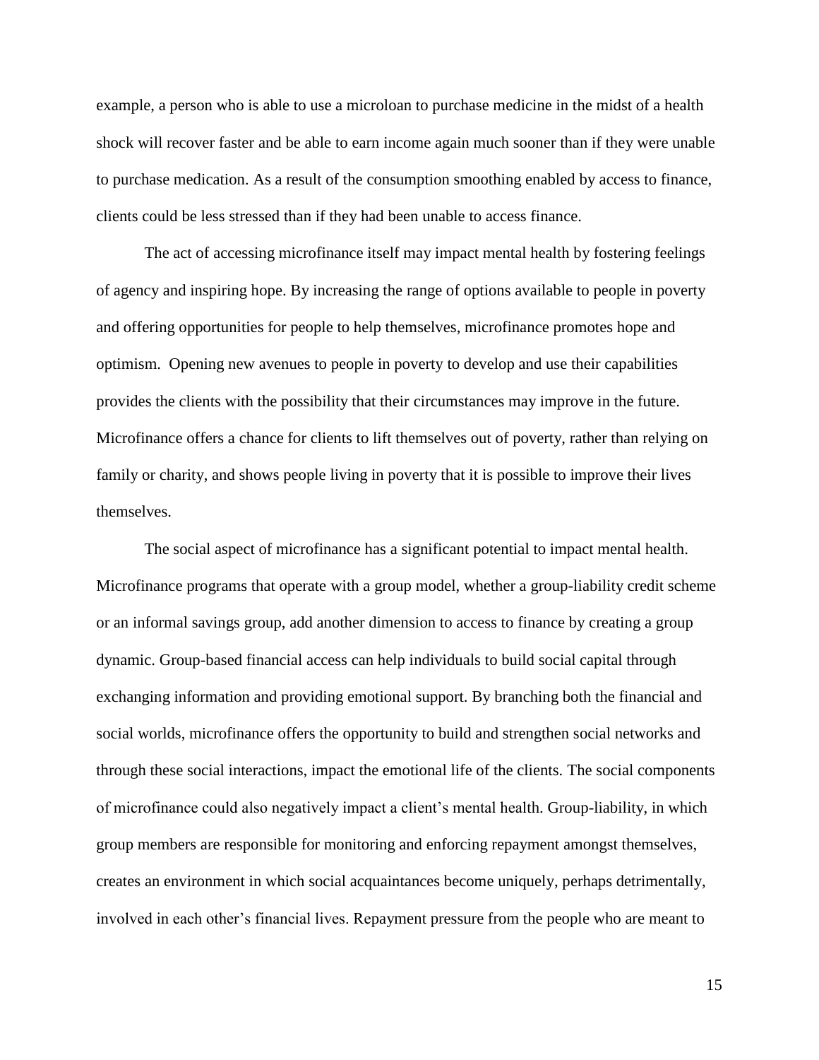example, a person who is able to use a microloan to purchase medicine in the midst of a health shock will recover faster and be able to earn income again much sooner than if they were unable to purchase medication. As a result of the consumption smoothing enabled by access to finance, clients could be less stressed than if they had been unable to access finance.

The act of accessing microfinance itself may impact mental health by fostering feelings of agency and inspiring hope. By increasing the range of options available to people in poverty and offering opportunities for people to help themselves, microfinance promotes hope and optimism. Opening new avenues to people in poverty to develop and use their capabilities provides the clients with the possibility that their circumstances may improve in the future. Microfinance offers a chance for clients to lift themselves out of poverty, rather than relying on family or charity, and shows people living in poverty that it is possible to improve their lives themselves.

The social aspect of microfinance has a significant potential to impact mental health. Microfinance programs that operate with a group model, whether a group-liability credit scheme or an informal savings group, add another dimension to access to finance by creating a group dynamic. Group-based financial access can help individuals to build social capital through exchanging information and providing emotional support. By branching both the financial and social worlds, microfinance offers the opportunity to build and strengthen social networks and through these social interactions, impact the emotional life of the clients. The social components of microfinance could also negatively impact a client's mental health. Group-liability, in which group members are responsible for monitoring and enforcing repayment amongst themselves, creates an environment in which social acquaintances become uniquely, perhaps detrimentally, involved in each other's financial lives. Repayment pressure from the people who are meant to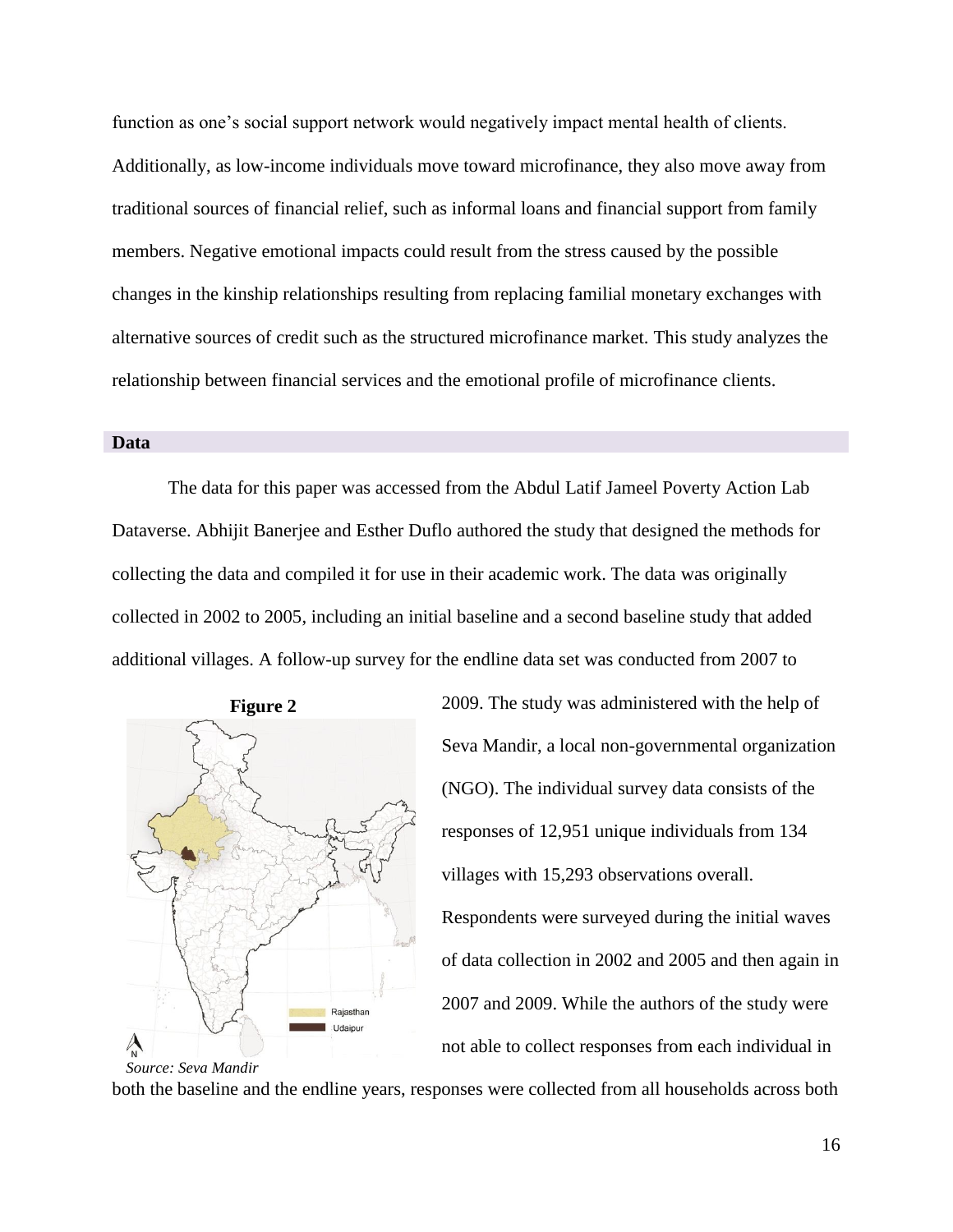function as one's social support network would negatively impact mental health of clients. Additionally, as low-income individuals move toward microfinance, they also move away from traditional sources of financial relief, such as informal loans and financial support from family members. Negative emotional impacts could result from the stress caused by the possible changes in the kinship relationships resulting from replacing familial monetary exchanges with alternative sources of credit such as the structured microfinance market. This study analyzes the relationship between financial services and the emotional profile of microfinance clients.

## Data

The data for this paper was accessed from the Abdul Latif Jameel Poverty Action Lab Dataverse. Abhijit Banerjee and Esther Duflo authored the study that designed the methods for collecting the data and compiled it for use in their academic work. The data was originally collected in 2002 to 2005, including an initial baseline and a second baseline study that added additional villages. A follow-up survey for the endline data set was conducted from 2007 to 2009. The study was administered with the help of Seva Mandir, a local non-governmental organization (NGO). The individual survey data consists of the responses of 12,951 unique individuals from 134 villages with 15,293 observations overall. Respondents were surveyed during the initial waves of data collection in 2002 and 2005 and then again in 2007 and 2009. While the authors of the study were not able to collect responses from each individual in both the baseline and the endline years, responses were collected from all households across both

**Figure 2**

*Source: Seva Mandir*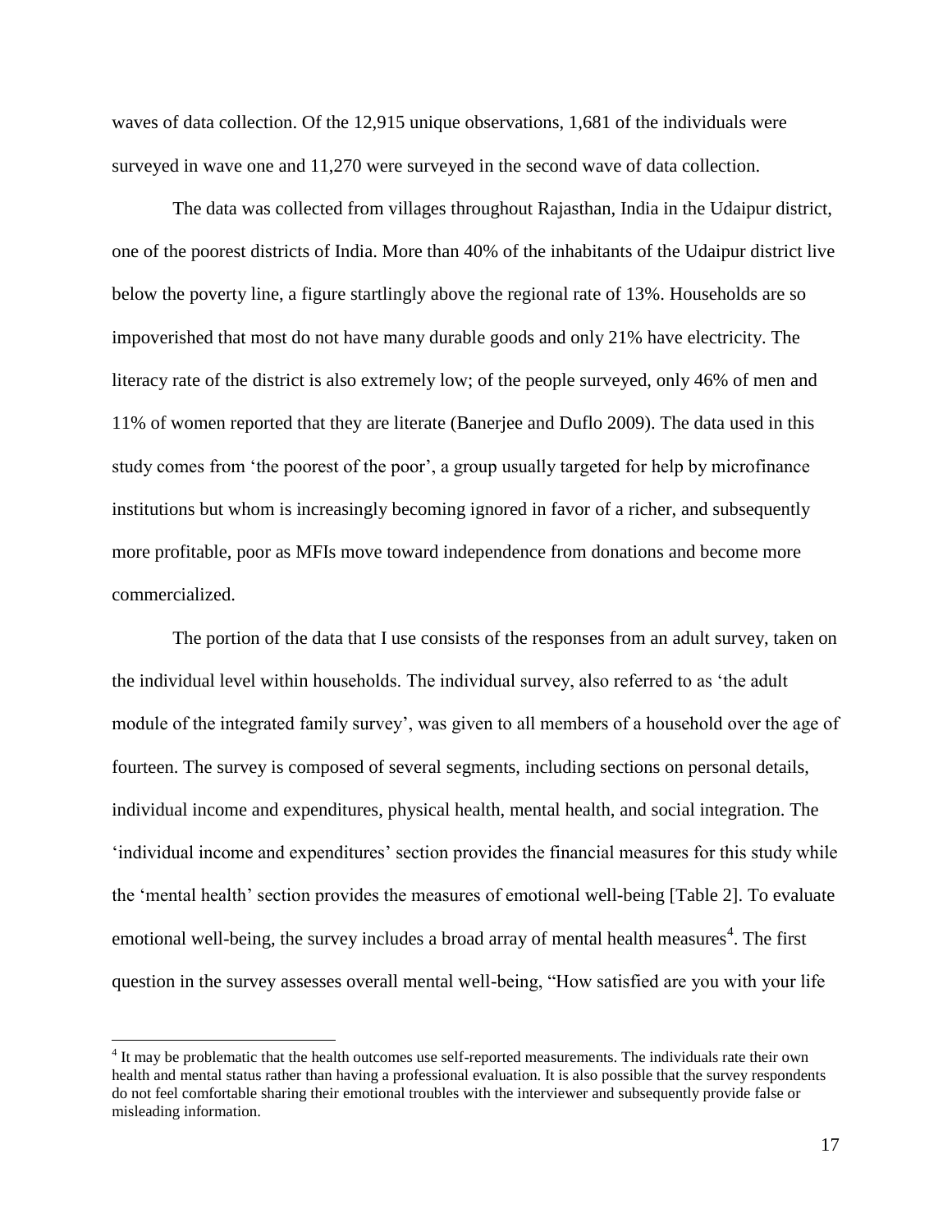waves of data collection. Of the 12,915 unique observations, 1,681 of the individuals were surveyed in wave one and 11,270 were surveyed in the second wave of data collection.

The data was collected from villages throughout Rajasthan, India in the Udaipur district, one of the poorest districts of India. More than 40% of the inhabitants of the Udaipur district live below the poverty line, a figure startlingly above the regional rate of 13%. Households are so impoverished that most do not have many durable goods and only 21% have electricity. The literacy rate of the district is also extremely low; of the people surveyed, only 46% of men and 11% of women reported that they are literate (Banerjee and Duflo 2009). The data used in this study comes from 'the poorest of the poor', a group usually targeted for help by microfinance institutions but whom is increasingly becoming ignored in favor of a richer, and subsequently more profitable, poor as MFIs move toward independence from donations and become more commercialized.

The portion of the data that I use consists of the responses from an adult survey, taken on the individual level within households. The individual survey, also referred to as 'the adult module of the integrated family survey', was given to all members of a household over the age of fourteen. The survey is composed of several segments, including sections on personal details, individual income and expenditures, physical health, mental health, and social integration. The 'individual income and expenditures' section provides the financial measures for this study while the 'mental health' section provides the measures of emotional well-being [Table 2]. To evaluate emotional well-being, the survey includes a broad array of mental health measures[4]. The first question in the survey assesses overall mental well-being, "How satisfied are you with your life

[4] It may be problematic that the health outcomes use self-reported measurements. The individuals rate their own health and mental status rather than having a professional evaluation. It is also possible that the survey respondents do not feel comfortable sharing their emotional troubles with the interviewer and subsequently provide false or misleading information.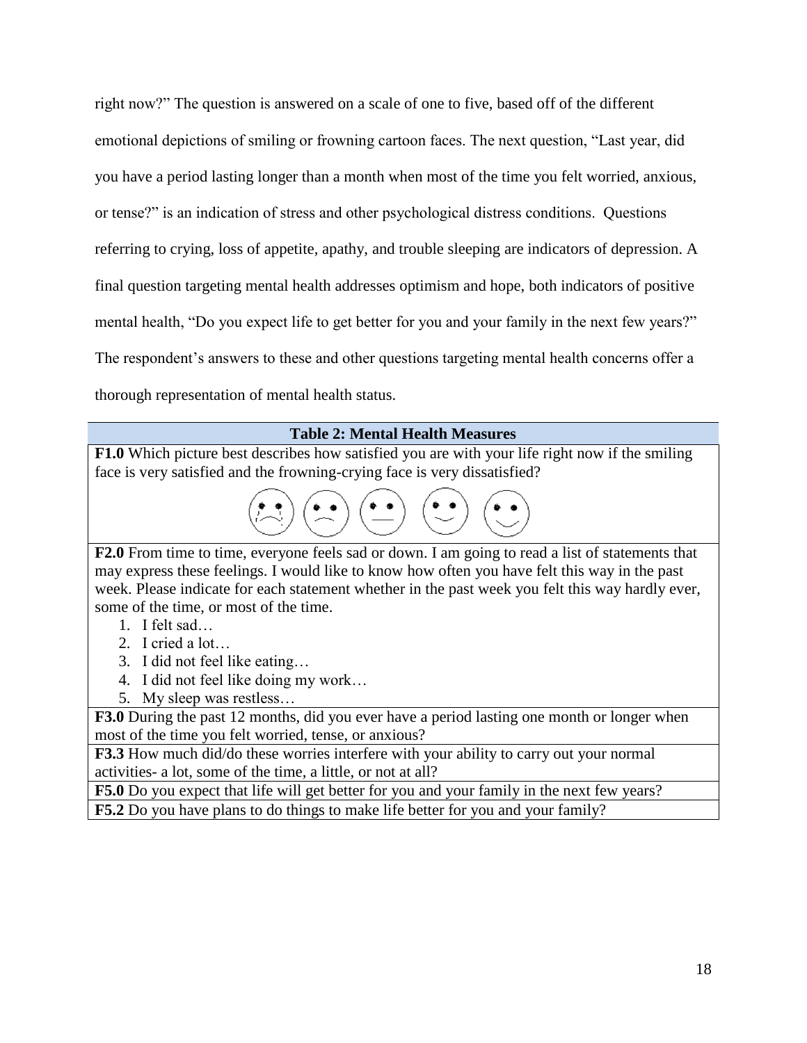right now?" The question is answered on a scale of one to five, based off of the different emotional depictions of smiling or frowning cartoon faces. The next question, "Last year, did you have a period lasting longer than a month when most of the time you felt worried, anxious, or tense?" is an indication of stress and other psychological distress conditions. Questions referring to crying, loss of appetite, apathy, and trouble sleeping are indicators of depression. A final question targeting mental health addresses optimism and hope, both indicators of positive mental health, "Do you expect life to get better for you and your family in the next few years?" The respondent's answers to these and other questions targeting mental health concerns offer a thorough representation of mental health status.

| **Table 2: Mental Health Measures** |
|---|
| **F1.0** Which picture best describes how satisfied you are with your life right now if the smiling face is very satisfied and the frowning-crying face is very dissatisfied? |
| **F2.0** From time to time, everyone feels sad or down. I am going to read a list of statements that may express these feelings. I would like to know how often you have felt this way in the past week. Please indicate for each statement whether in the past week you felt this way hardly ever, some of the time, or most of the time.<br>1. I felt sad…<br>2. I cried a lot…<br>3. I did not feel like eating…<br>4. I did not feel like doing my work…<br>5. My sleep was restless… |
| **F3.0** During the past 12 months, did you ever have a period lasting one month or longer when most of the time you felt worried, tense, or anxious? |
| **F3.3** How much did/do these worries interfere with your ability to carry out your normal activities- a lot, some of the time, a little, or not at all? |
| **F5.0** Do you expect that life will get better for you and your family in the next few years? |
| **F5.2** Do you have plans to do things to make life better for you and your family? |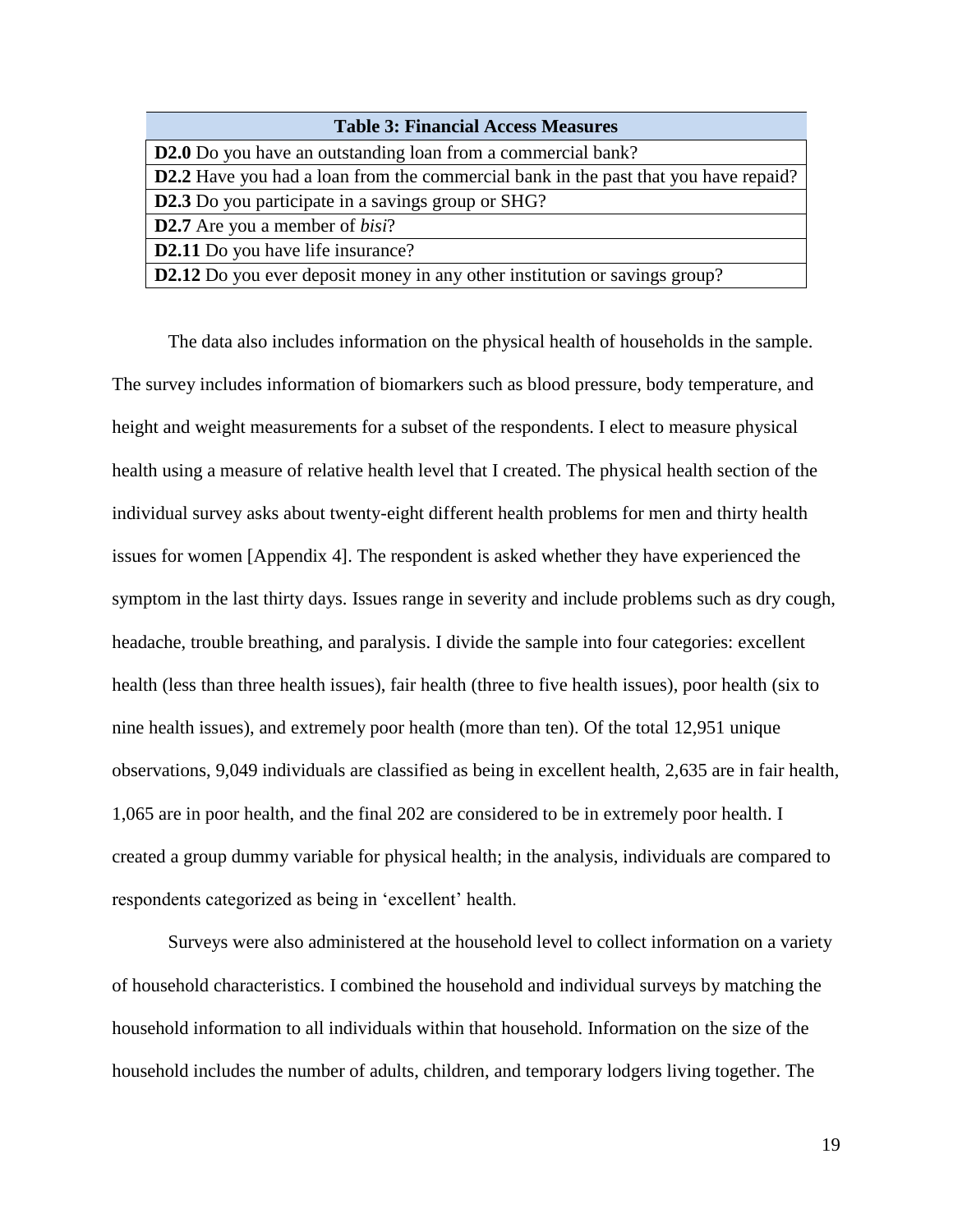| Table 3: Financial Access Measures |
|---|
| **D2.0** Do you have an outstanding loan from a commercial bank? |
| **D2.2** Have you had a loan from the commercial bank in the past that you have repaid? |
| **D2.3** Do you participate in a savings group or SHG? |
| **D2.7** Are you a member of *bisi*? |
| **D2.11** Do you have life insurance? |
| **D2.12** Do you ever deposit money in any other institution or savings group? |

The data also includes information on the physical health of households in the sample. The survey includes information of biomarkers such as blood pressure, body temperature, and height and weight measurements for a subset of the respondents. I elect to measure physical health using a measure of relative health level that I created. The physical health section of the individual survey asks about twenty-eight different health problems for men and thirty health issues for women [Appendix 4]. The respondent is asked whether they have experienced the symptom in the last thirty days. Issues range in severity and include problems such as dry cough, headache, trouble breathing, and paralysis. I divide the sample into four categories: excellent health (less than three health issues), fair health (three to five health issues), poor health (six to nine health issues), and extremely poor health (more than ten). Of the total 12,951 unique observations, 9,049 individuals are classified as being in excellent health, 2,635 are in fair health, 1,065 are in poor health, and the final 202 are considered to be in extremely poor health. I created a group dummy variable for physical health; in the analysis, individuals are compared to respondents categorized as being in 'excellent' health.

Surveys were also administered at the household level to collect information on a variety of household characteristics. I combined the household and individual surveys by matching the household information to all individuals within that household. Information on the size of the household includes the number of adults, children, and temporary lodgers living together. The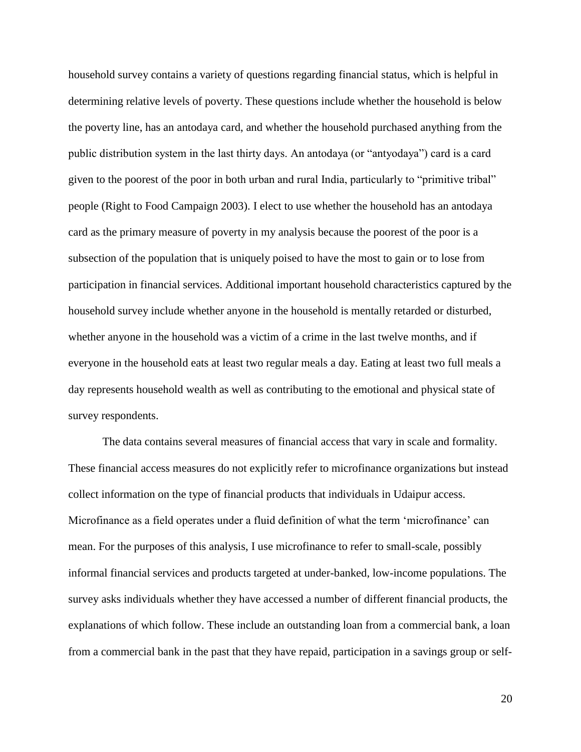household survey contains a variety of questions regarding financial status, which is helpful in determining relative levels of poverty. These questions include whether the household is below the poverty line, has an antodaya card, and whether the household purchased anything from the public distribution system in the last thirty days. An antodaya (or "antyodaya") card is a card given to the poorest of the poor in both urban and rural India, particularly to "primitive tribal" people (Right to Food Campaign 2003). I elect to use whether the household has an antodaya card as the primary measure of poverty in my analysis because the poorest of the poor is a subsection of the population that is uniquely poised to have the most to gain or to lose from participation in financial services. Additional important household characteristics captured by the household survey include whether anyone in the household is mentally retarded or disturbed, whether anyone in the household was a victim of a crime in the last twelve months, and if everyone in the household eats at least two regular meals a day. Eating at least two full meals a day represents household wealth as well as contributing to the emotional and physical state of survey respondents.

The data contains several measures of financial access that vary in scale and formality. These financial access measures do not explicitly refer to microfinance organizations but instead collect information on the type of financial products that individuals in Udaipur access. Microfinance as a field operates under a fluid definition of what the term 'microfinance' can mean. For the purposes of this analysis, I use microfinance to refer to small-scale, possibly informal financial services and products targeted at under-banked, low-income populations. The survey asks individuals whether they have accessed a number of different financial products, the explanations of which follow. These include an outstanding loan from a commercial bank, a loan from a commercial bank in the past that they have repaid, participation in a savings group or self-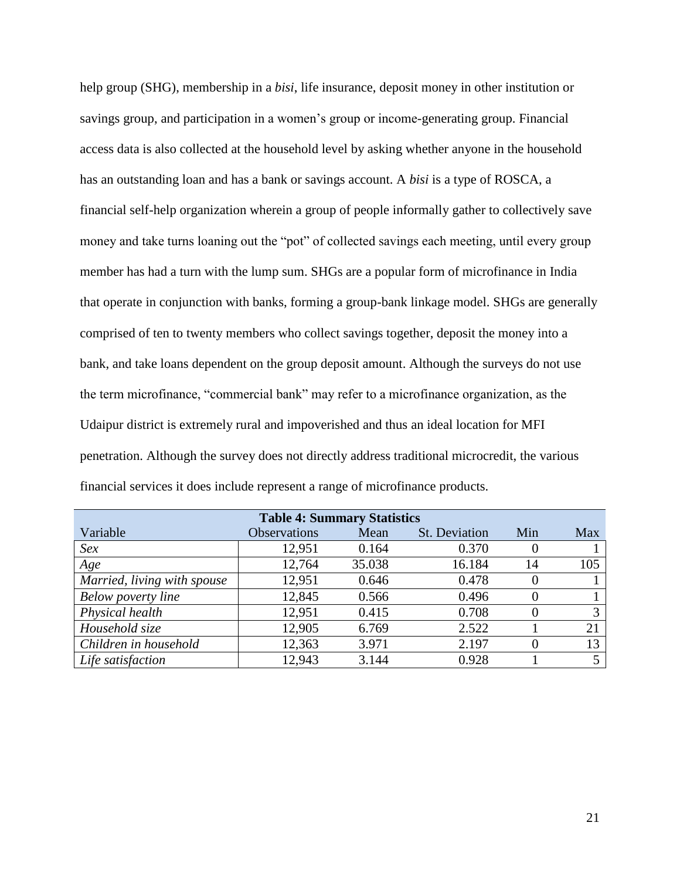help group (SHG), membership in a *bisi*, life insurance, deposit money in other institution or savings group, and participation in a women's group or income-generating group. Financial access data is also collected at the household level by asking whether anyone in the household has an outstanding loan and has a bank or savings account. A *bisi* is a type of ROSCA, a financial self-help organization wherein a group of people informally gather to collectively save money and take turns loaning out the "pot" of collected savings each meeting, until every group member has had a turn with the lump sum. SHGs are a popular form of microfinance in India that operate in conjunction with banks, forming a group-bank linkage model. SHGs are generally comprised of ten to twenty members who collect savings together, deposit the money into a bank, and take loans dependent on the group deposit amount. Although the surveys do not use the term microfinance, "commercial bank" may refer to a microfinance organization, as the Udaipur district is extremely rural and impoverished and thus an ideal location for MFI penetration. Although the survey does not directly address traditional microcredit, the various financial services it does include represent a range of microfinance products.

**Table 4: Summary Statistics**

| Variable | Observations | Mean | St. Deviation | Min | Max |
|---|---|---|---|---|---|
| *Sex* | 12,951 | 0.164 | 0.370 | 0 | 1 |
| *Age* | 12,764 | 35.038 | 16.184 | 14 | 105 |
| *Married, living with spouse* | 12,951 | 0.646 | 0.478 | 0 | 1 |
| *Below poverty line* | 12,845 | 0.566 | 0.496 | 0 | 1 |
| *Physical health* | 12,951 | 0.415 | 0.708 | 0 | 3 |
| *Household size* | 12,905 | 6.769 | 2.522 | 1 | 21 |
| *Children in household* | 12,363 | 3.971 | 2.197 | 0 | 13 |
| *Life satisfaction* | 12,943 | 3.144 | 0.928 | 1 | 5 |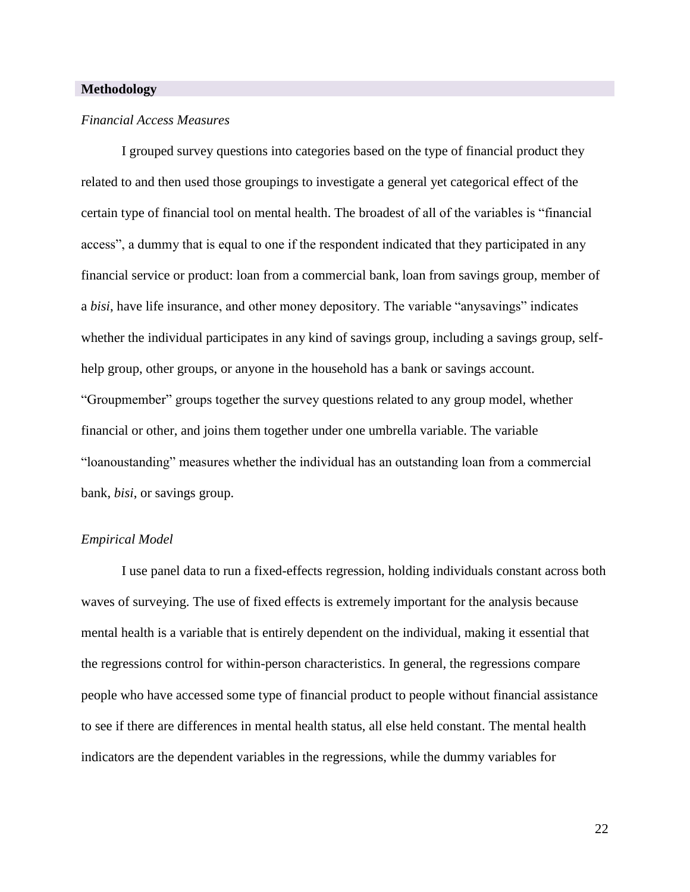## Methodology

### *Financial Access Measures*

I grouped survey questions into categories based on the type of financial product they related to and then used those groupings to investigate a general yet categorical effect of the certain type of financial tool on mental health. The broadest of all of the variables is "financial access", a dummy that is equal to one if the respondent indicated that they participated in any financial service or product: loan from a commercial bank, loan from savings group, member of a *bisi*, have life insurance, and other money depository. The variable "anysavings" indicates whether the individual participates in any kind of savings group, including a savings group, self-help group, other groups, or anyone in the household has a bank or savings account. "Groupmember" groups together the survey questions related to any group model, whether financial or other, and joins them together under one umbrella variable. The variable "loanoustanding" measures whether the individual has an outstanding loan from a commercial bank, *bisi*, or savings group.

### *Empirical Model*

I use panel data to run a fixed-effects regression, holding individuals constant across both waves of surveying. The use of fixed effects is extremely important for the analysis because mental health is a variable that is entirely dependent on the individual, making it essential that the regressions control for within-person characteristics. In general, the regressions compare people who have accessed some type of financial product to people without financial assistance to see if there are differences in mental health status, all else held constant. The mental health indicators are the dependent variables in the regressions, while the dummy variables for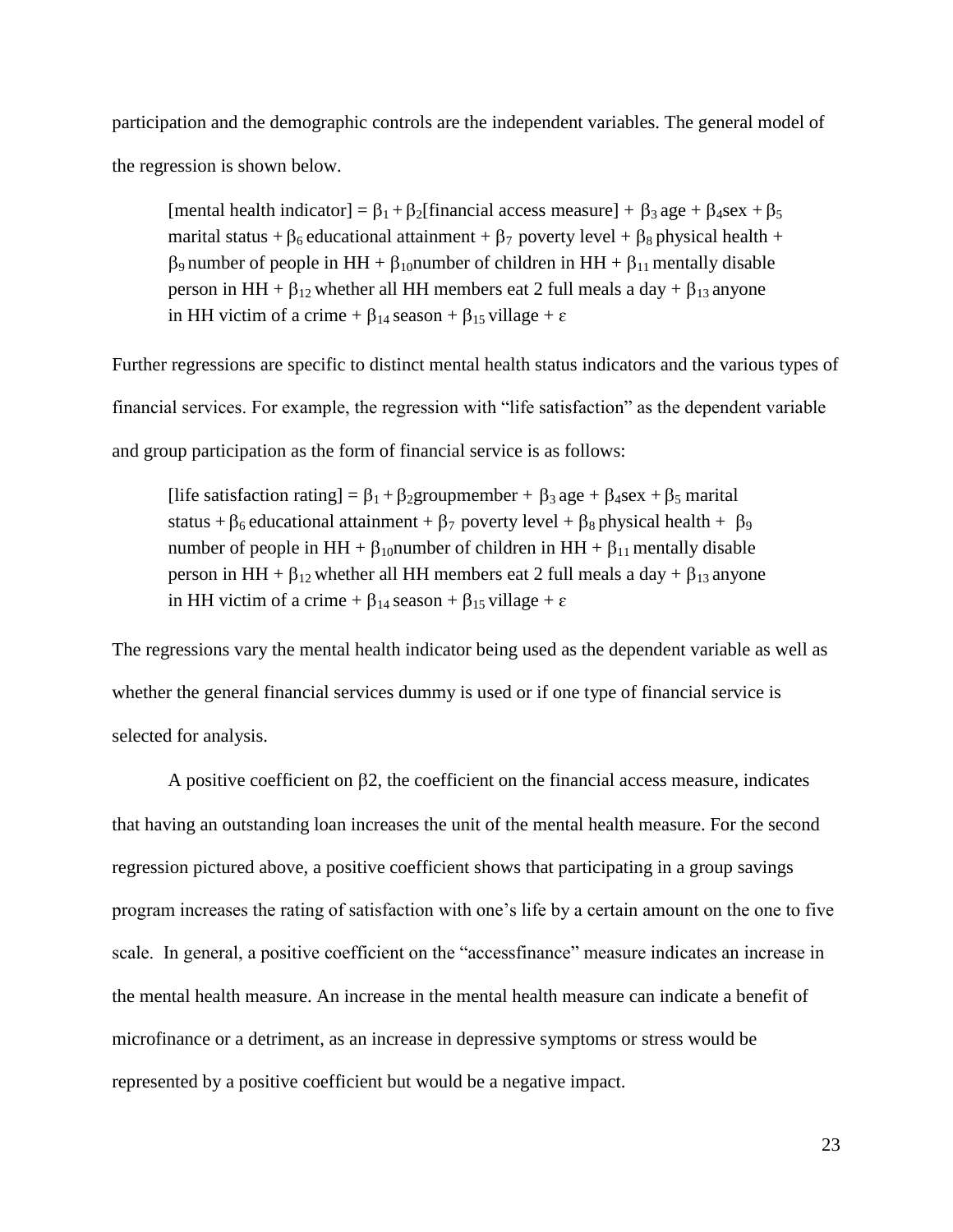participation and the demographic controls are the independent variables. The general model of the regression is shown below.

> [mental health indicator] = $\beta_1 + \beta_2$[financial access measure] + $\beta_3$ age + $\beta_4$sex + $\beta_5$ marital status + $\beta_6$ educational attainment + $\beta_7$ poverty level + $\beta_8$ physical health + $\beta_9$ number of people in HH + $\beta_{10}$number of children in HH + $\beta_{11}$ mentally disable person in HH + $\beta_{12}$ whether all HH members eat 2 full meals a day + $\beta_{13}$ anyone in HH victim of a crime + $\beta_{14}$ season + $\beta_{15}$ village + $\varepsilon$

Further regressions are specific to distinct mental health status indicators and the various types of financial services. For example, the regression with "life satisfaction" as the dependent variable and group participation as the form of financial service is as follows:

> [life satisfaction rating] = $\beta_1 + \beta_2$groupmember + $\beta_3$ age + $\beta_4$sex + $\beta_5$ marital status + $\beta_6$ educational attainment + $\beta_7$ poverty level + $\beta_8$ physical health + $\beta_9$ number of people in HH + $\beta_{10}$number of children in HH + $\beta_{11}$ mentally disable person in HH + $\beta_{12}$ whether all HH members eat 2 full meals a day + $\beta_{13}$ anyone in HH victim of a crime + $\beta_{14}$ season + $\beta_{15}$ village + $\varepsilon$

The regressions vary the mental health indicator being used as the dependent variable as well as whether the general financial services dummy is used or if one type of financial service is selected for analysis.

A positive coefficient on $\beta 2$, the coefficient on the financial access measure, indicates that having an outstanding loan increases the unit of the mental health measure. For the second regression pictured above, a positive coefficient shows that participating in a group savings program increases the rating of satisfaction with one's life by a certain amount on the one to five scale. In general, a positive coefficient on the "accessfinance" measure indicates an increase in the mental health measure. An increase in the mental health measure can indicate a benefit of microfinance or a detriment, as an increase in depressive symptoms or stress would be represented by a positive coefficient but would be a negative impact.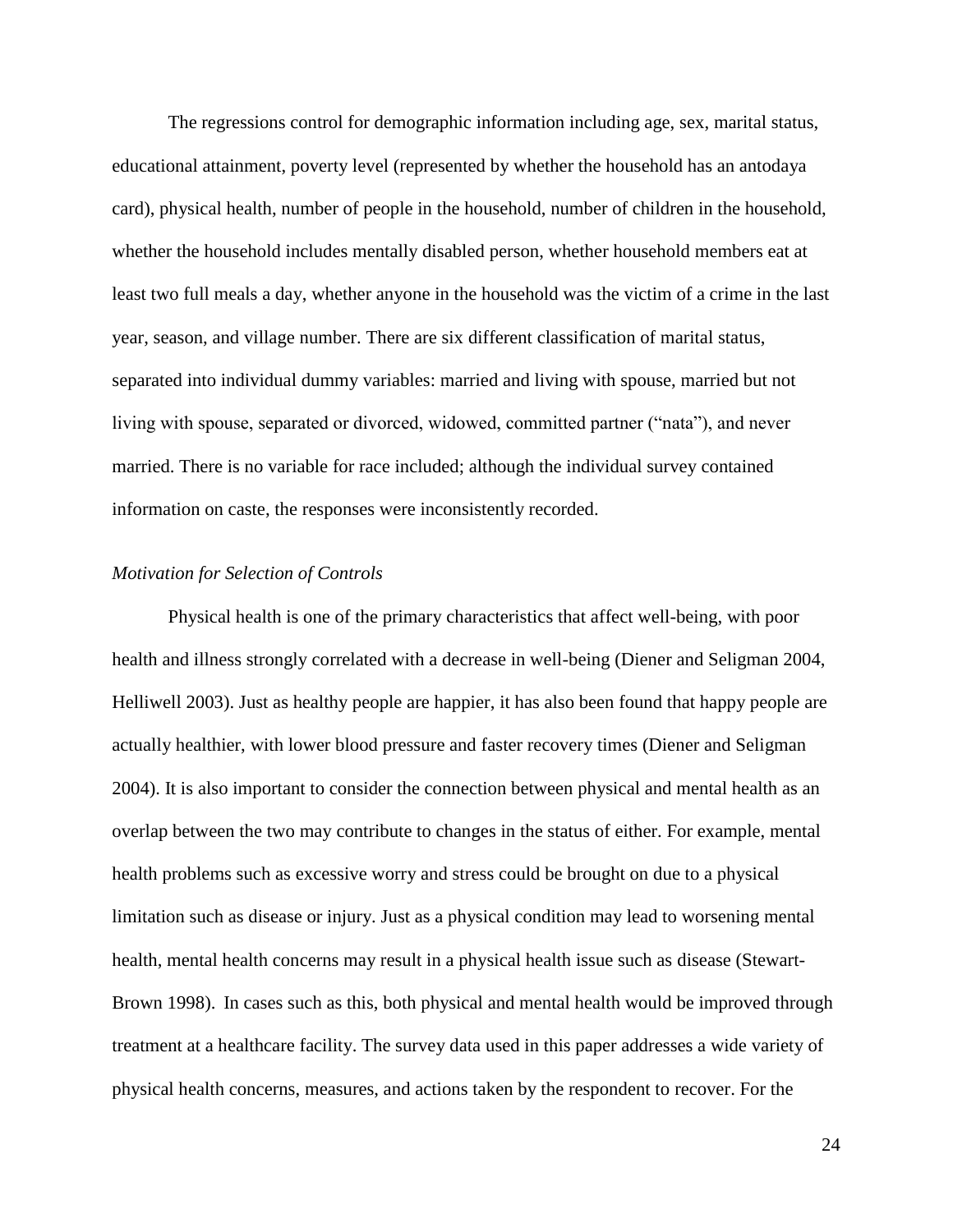The regressions control for demographic information including age, sex, marital status, educational attainment, poverty level (represented by whether the household has an antodaya card), physical health, number of people in the household, number of children in the household, whether the household includes mentally disabled person, whether household members eat at least two full meals a day, whether anyone in the household was the victim of a crime in the last year, season, and village number. There are six different classification of marital status, separated into individual dummy variables: married and living with spouse, married but not living with spouse, separated or divorced, widowed, committed partner ("nata"), and never married. There is no variable for race included; although the individual survey contained information on caste, the responses were inconsistently recorded.

### *Motivation for Selection of Controls*

Physical health is one of the primary characteristics that affect well-being, with poor health and illness strongly correlated with a decrease in well-being (Diener and Seligman 2004, Helliwell 2003). Just as healthy people are happier, it has also been found that happy people are actually healthier, with lower blood pressure and faster recovery times (Diener and Seligman 2004). It is also important to consider the connection between physical and mental health as an overlap between the two may contribute to changes in the status of either. For example, mental health problems such as excessive worry and stress could be brought on due to a physical limitation such as disease or injury. Just as a physical condition may lead to worsening mental health, mental health concerns may result in a physical health issue such as disease (Stewart-Brown 1998). In cases such as this, both physical and mental health would be improved through treatment at a healthcare facility. The survey data used in this paper addresses a wide variety of physical health concerns, measures, and actions taken by the respondent to recover. For the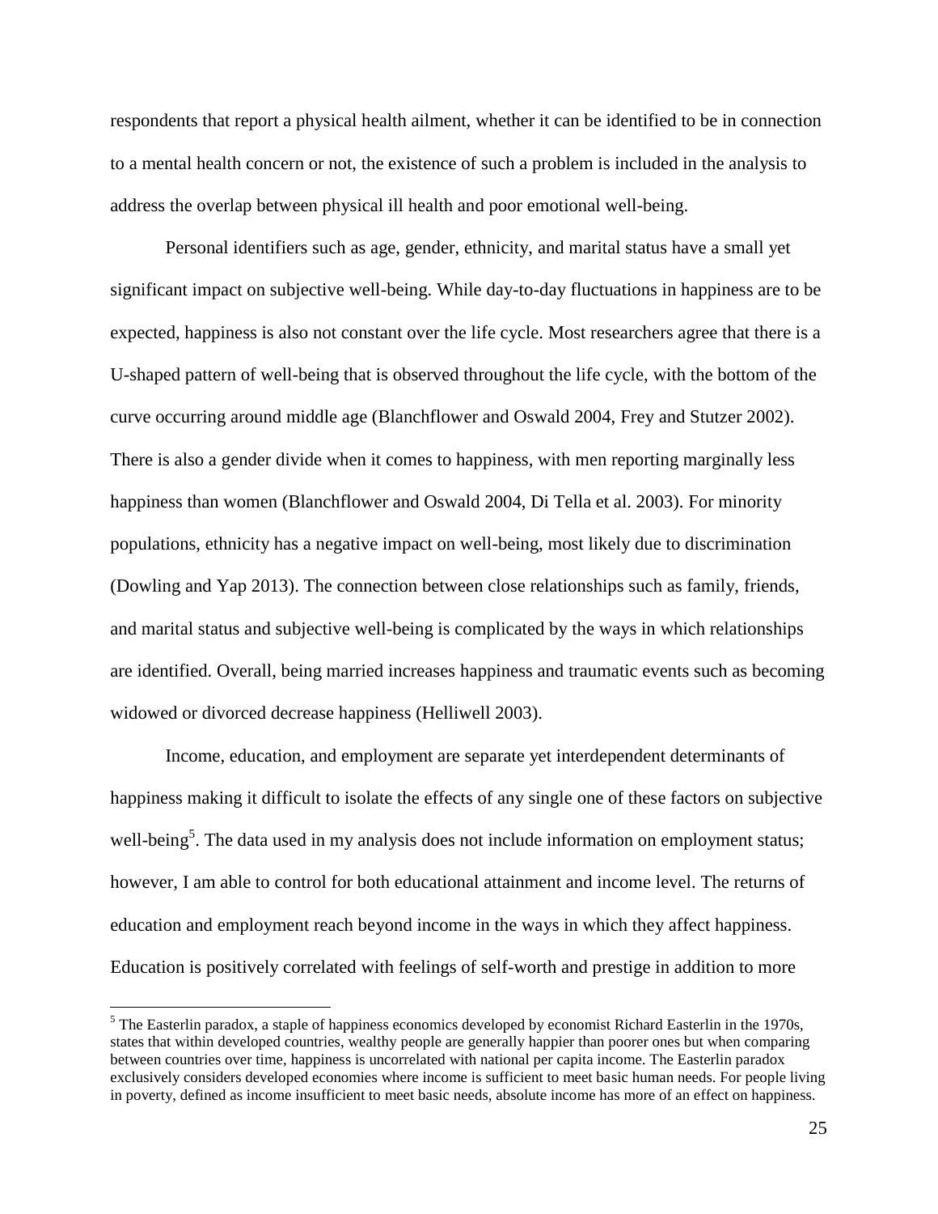respondents that report a physical health ailment, whether it can be identified to be in connection to a mental health concern or not, the existence of such a problem is included in the analysis to address the overlap between physical ill health and poor emotional well-being.

Personal identifiers such as age, gender, ethnicity, and marital status have a small yet significant impact on subjective well-being. While day-to-day fluctuations in happiness are to be expected, happiness is also not constant over the life cycle. Most researchers agree that there is a U-shaped pattern of well-being that is observed throughout the life cycle, with the bottom of the curve occurring around middle age (Blanchflower and Oswald 2004, Frey and Stutzer 2002). There is also a gender divide when it comes to happiness, with men reporting marginally less happiness than women (Blanchflower and Oswald 2004, Di Tella et al. 2003). For minority populations, ethnicity has a negative impact on well-being, most likely due to discrimination (Dowling and Yap 2013). The connection between close relationships such as family, friends, and marital status and subjective well-being is complicated by the ways in which relationships are identified. Overall, being married increases happiness and traumatic events such as becoming widowed or divorced decrease happiness (Helliwell 2003).

Income, education, and employment are separate yet interdependent determinants of happiness making it difficult to isolate the effects of any single one of these factors on subjective well-being[5]. The data used in my analysis does not include information on employment status; however, I am able to control for both educational attainment and income level. The returns of education and employment reach beyond income in the ways in which they affect happiness. Education is positively correlated with feelings of self-worth and prestige in addition to more

[5] The Easterlin paradox, a staple of happiness economics developed by economist Richard Easterlin in the 1970s, states that within developed countries, wealthy people are generally happier than poorer ones but when comparing between countries over time, happiness is uncorrelated with national per capita income. The Easterlin paradox exclusively considers developed economies where income is sufficient to meet basic human needs. For people living in poverty, defined as income insufficient to meet basic needs, absolute income has more of an effect on happiness.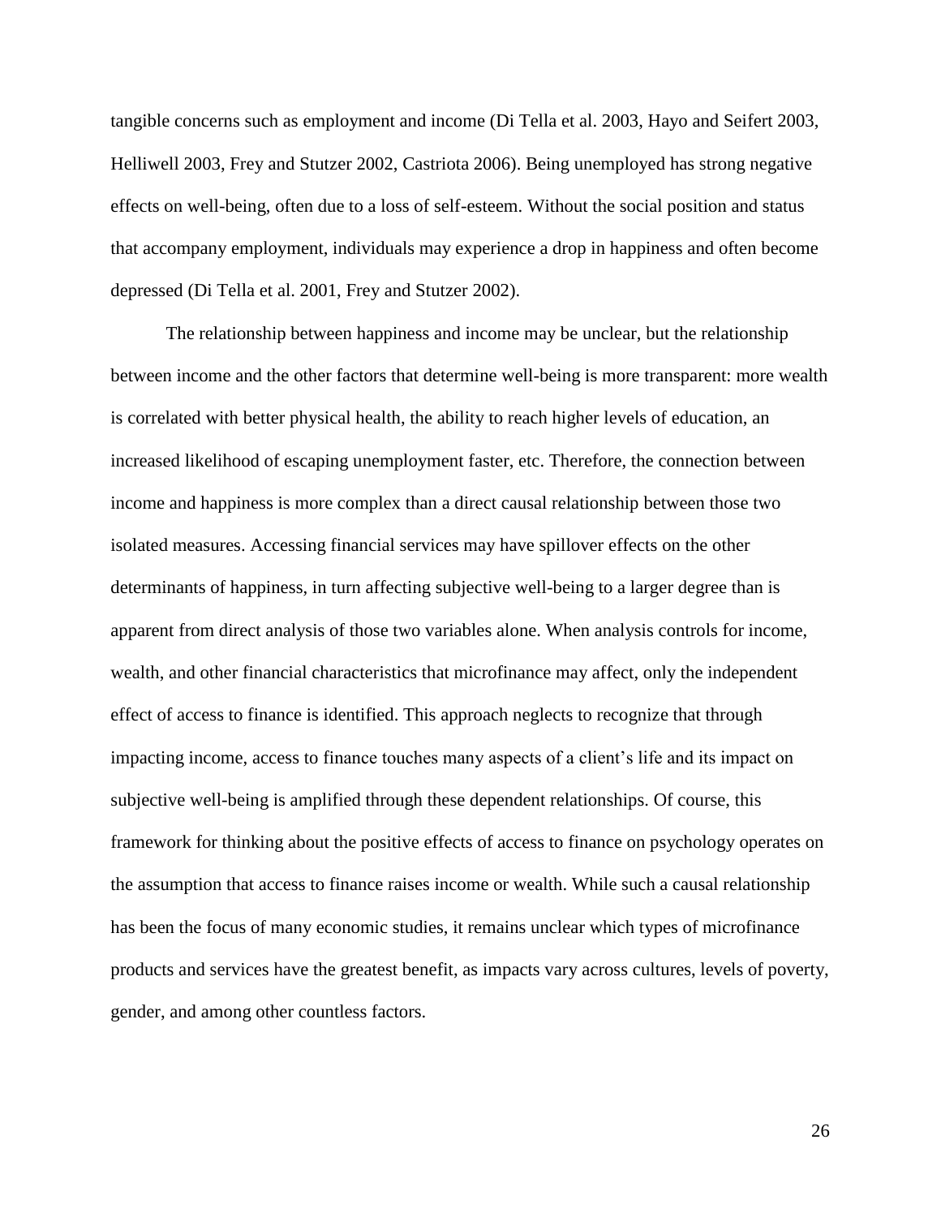tangible concerns such as employment and income (Di Tella et al. 2003, Hayo and Seifert 2003, Helliwell 2003, Frey and Stutzer 2002, Castriota 2006). Being unemployed has strong negative effects on well-being, often due to a loss of self-esteem. Without the social position and status that accompany employment, individuals may experience a drop in happiness and often become depressed (Di Tella et al. 2001, Frey and Stutzer 2002).

The relationship between happiness and income may be unclear, but the relationship between income and the other factors that determine well-being is more transparent: more wealth is correlated with better physical health, the ability to reach higher levels of education, an increased likelihood of escaping unemployment faster, etc. Therefore, the connection between income and happiness is more complex than a direct causal relationship between those two isolated measures. Accessing financial services may have spillover effects on the other determinants of happiness, in turn affecting subjective well-being to a larger degree than is apparent from direct analysis of those two variables alone. When analysis controls for income, wealth, and other financial characteristics that microfinance may affect, only the independent effect of access to finance is identified. This approach neglects to recognize that through impacting income, access to finance touches many aspects of a client's life and its impact on subjective well-being is amplified through these dependent relationships. Of course, this framework for thinking about the positive effects of access to finance on psychology operates on the assumption that access to finance raises income or wealth. While such a causal relationship has been the focus of many economic studies, it remains unclear which types of microfinance products and services have the greatest benefit, as impacts vary across cultures, levels of poverty, gender, and among other countless factors.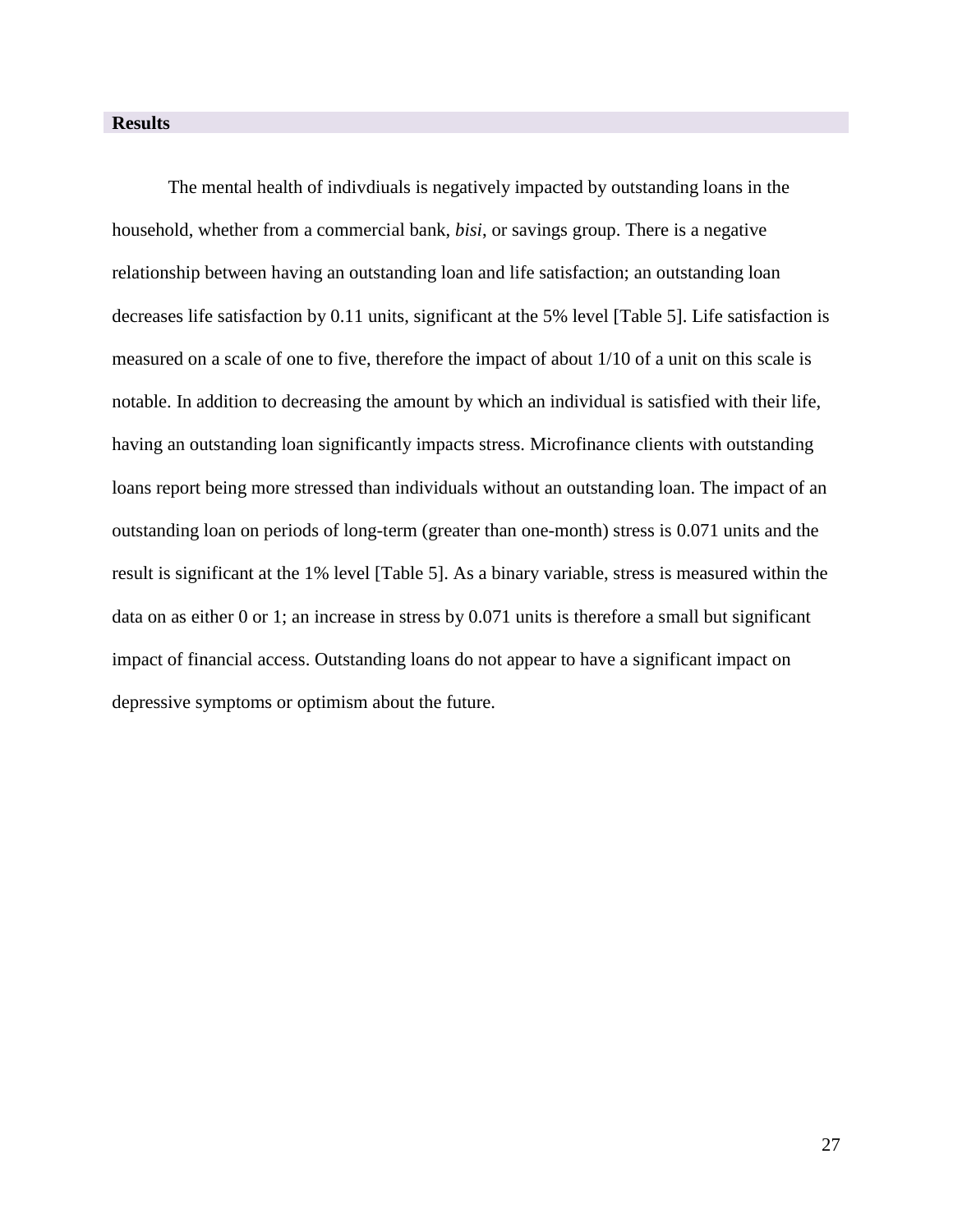## Results

The mental health of indivdiuals is negatively impacted by outstanding loans in the household, whether from a commercial bank, *bisi*, or savings group. There is a negative relationship between having an outstanding loan and life satisfaction; an outstanding loan decreases life satisfaction by 0.11 units, significant at the 5% level [Table 5]. Life satisfaction is measured on a scale of one to five, therefore the impact of about 1/10 of a unit on this scale is notable. In addition to decreasing the amount by which an individual is satisfied with their life, having an outstanding loan significantly impacts stress. Microfinance clients with outstanding loans report being more stressed than individuals without an outstanding loan. The impact of an outstanding loan on periods of long-term (greater than one-month) stress is 0.071 units and the result is significant at the 1% level [Table 5]. As a binary variable, stress is measured within the data on as either 0 or 1; an increase in stress by 0.071 units is therefore a small but significant impact of financial access. Outstanding loans do not appear to have a significant impact on depressive symptoms or optimism about the future.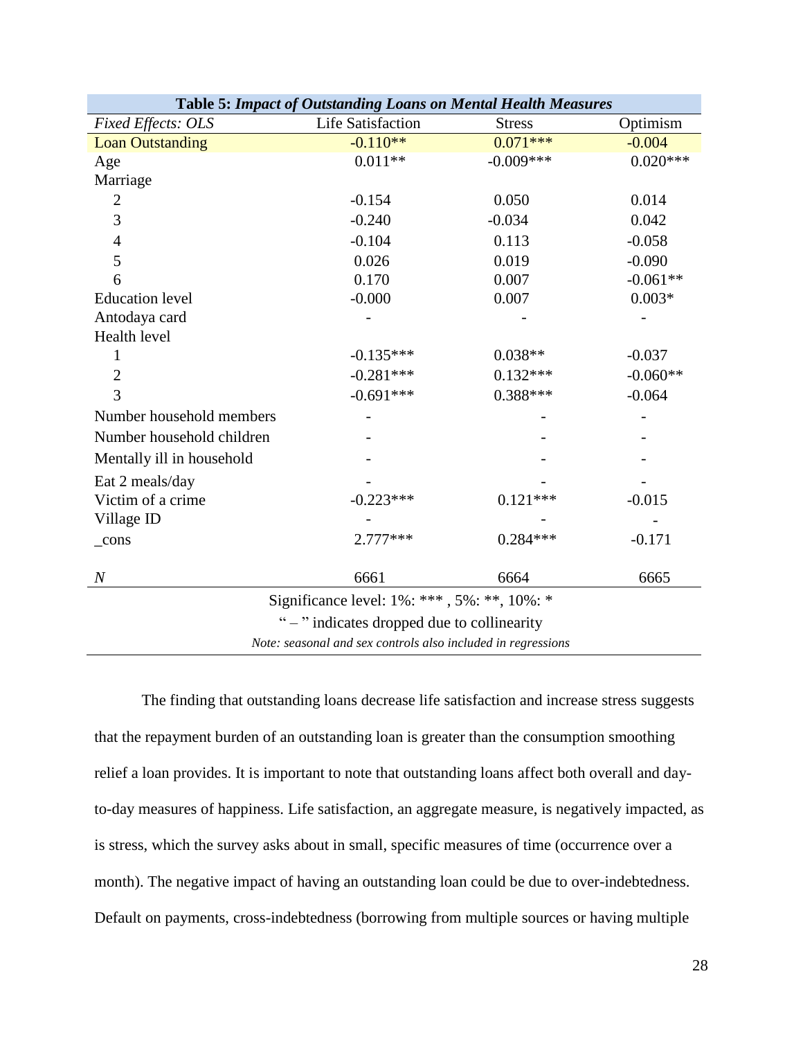**Table 5: *Impact of Outstanding Loans on Mental Health Measures***

| *Fixed Effects: OLS* | Life Satisfaction | Stress | Optimism |
|---|---|---|---|
| Loan Outstanding | -0.110** | 0.071*** | -0.004 |
| Age | 0.011** | -0.009*** | 0.020*** |
| Marriage | | | |
| 2 | -0.154 | 0.050 | 0.014 |
| 3 | -0.240 | -0.034 | 0.042 |
| 4 | -0.104 | 0.113 | -0.058 |
| 5 | 0.026 | 0.019 | -0.090 |
| 6 | 0.170 | 0.007 | -0.061** |
| Education level | -0.000 | 0.007 | 0.003* |
| Antodaya card | - | - | - |
| Health level | | | |
| 1 | -0.135*** | 0.038** | -0.037 |
| 2 | -0.281*** | 0.132*** | -0.060** |
| 3 | -0.691*** | 0.388*** | -0.064 |
| Number household members | - | - | - |
| Number household children | - | - | - |
| Mentally ill in household | - | - | - |
| Eat 2 meals/day | - | - | - |
| Victim of a crime | -0.223*** | 0.121*** | -0.015 |
| Village ID | - | - | - |
| _cons | 2.777*** | 0.284*** | -0.171 |
| *N* | 6661 | 6664 | 6665 |

Significance level: 1%: *** , 5%: **, 10%: *

" – " indicates dropped due to collinearity

*Note: seasonal and sex controls also included in regressions*

The finding that outstanding loans decrease life satisfaction and increase stress suggests that the repayment burden of an outstanding loan is greater than the consumption smoothing relief a loan provides. It is important to note that outstanding loans affect both overall and day-to-day measures of happiness. Life satisfaction, an aggregate measure, is negatively impacted, as is stress, which the survey asks about in small, specific measures of time (occurrence over a month). The negative impact of having an outstanding loan could be due to over-indebtedness. Default on payments, cross-indebtedness (borrowing from multiple sources or having multiple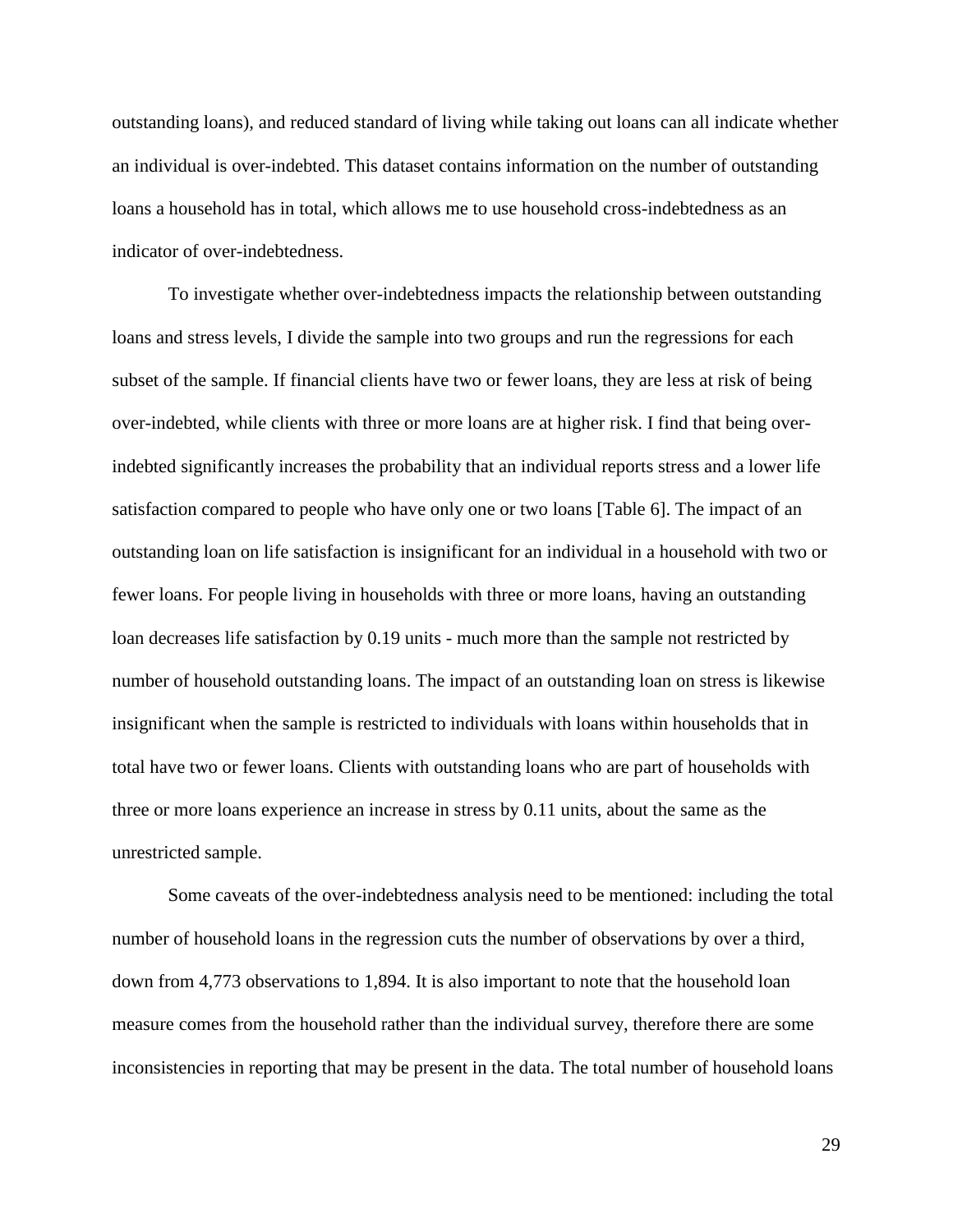outstanding loans), and reduced standard of living while taking out loans can all indicate whether an individual is over-indebted. This dataset contains information on the number of outstanding loans a household has in total, which allows me to use household cross-indebtedness as an indicator of over-indebtedness.

To investigate whether over-indebtedness impacts the relationship between outstanding loans and stress levels, I divide the sample into two groups and run the regressions for each subset of the sample. If financial clients have two or fewer loans, they are less at risk of being over-indebted, while clients with three or more loans are at higher risk. I find that being over-indebted significantly increases the probability that an individual reports stress and a lower life satisfaction compared to people who have only one or two loans [Table 6]. The impact of an outstanding loan on life satisfaction is insignificant for an individual in a household with two or fewer loans. For people living in households with three or more loans, having an outstanding loan decreases life satisfaction by 0.19 units - much more than the sample not restricted by number of household outstanding loans. The impact of an outstanding loan on stress is likewise insignificant when the sample is restricted to individuals with loans within households that in total have two or fewer loans. Clients with outstanding loans who are part of households with three or more loans experience an increase in stress by 0.11 units, about the same as the unrestricted sample.

Some caveats of the over-indebtedness analysis need to be mentioned: including the total number of household loans in the regression cuts the number of observations by over a third, down from 4,773 observations to 1,894. It is also important to note that the household loan measure comes from the household rather than the individual survey, therefore there are some inconsistencies in reporting that may be present in the data. The total number of household loans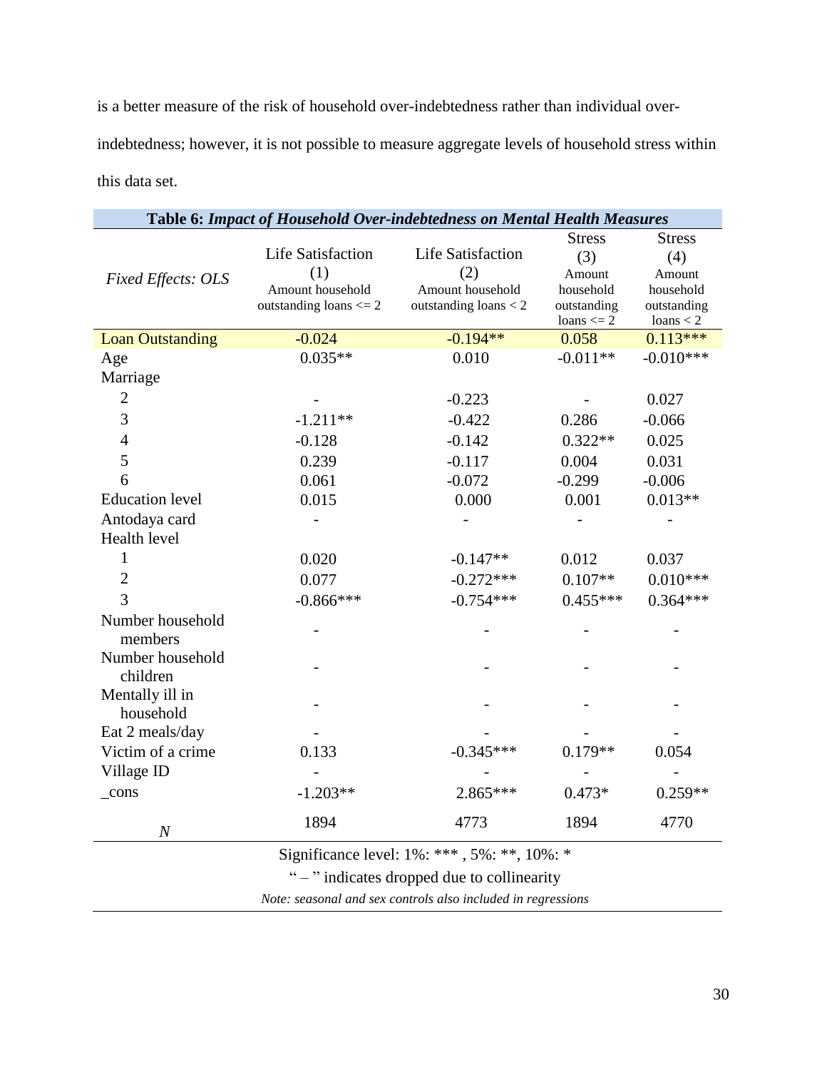is a better measure of the risk of household over-indebtedness rather than individual over-indebtedness; however, it is not possible to measure aggregate levels of household stress within this data set.

**Table 6: *Impact of Household Over-indebtedness on Mental Health Measures***

| *Fixed Effects: OLS* | Life Satisfaction (1) Amount household outstanding loans <= 2 | Life Satisfaction (2) Amount household outstanding loans < 2 | Stress (3) Amount household outstanding loans <= 2 | Stress (4) Amount household outstanding loans < 2 |
|---|---|---|---|---|
| Loan Outstanding | -0.024 | -0.194** | 0.058 | 0.113*** |
| Age | 0.035** | 0.010 | -0.011** | -0.010*** |
| Marriage | | | | |
| 2 | - | -0.223 | - | 0.027 |
| 3 | -1.211** | -0.422 | 0.286 | -0.066 |
| 4 | -0.128 | -0.142 | 0.322** | 0.025 |
| 5 | 0.239 | -0.117 | 0.004 | 0.031 |
| 6 | 0.061 | -0.072 | -0.299 | -0.006 |
| Education level | 0.015 | 0.000 | 0.001 | 0.013** |
| Antodaya card | - | - | - | - |
| Health level | | | | |
| 1 | 0.020 | -0.147** | 0.012 | 0.037 |
| 2 | 0.077 | -0.272*** | 0.107** | 0.010*** |
| 3 | -0.866*** | -0.754*** | 0.455*** | 0.364*** |
| Number household members | - | - | - | - |
| Number household children | - | - | - | - |
| Mentally ill in household | - | - | - | - |
| Eat 2 meals/day | - | - | - | - |
| Victim of a crime | 0.133 | -0.345*** | 0.179** | 0.054 |
| Village ID | - | - | - | - |
| _cons | -1.203** | 2.865*** | 0.473* | 0.259** |
| *N* | 1894 | 4773 | 1894 | 4770 |

Significance level: 1%: *** , 5%: **, 10%: *

" – " indicates dropped due to collinearity

*Note: seasonal and sex controls also included in regressions*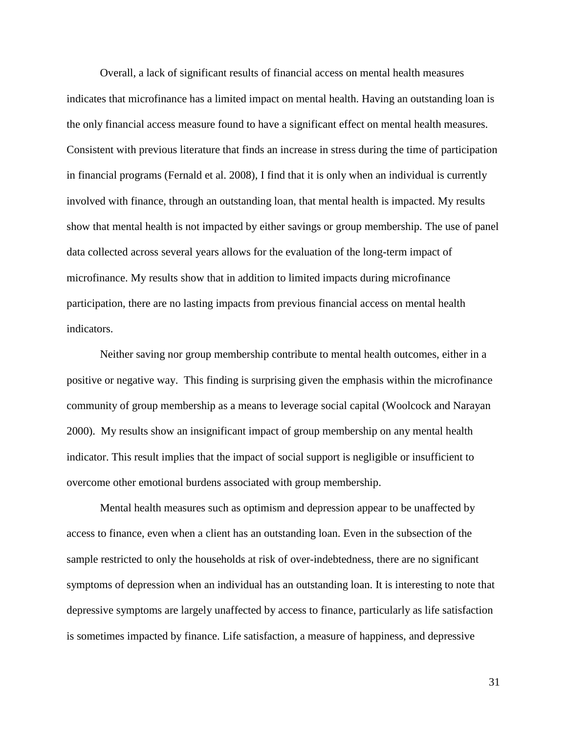Overall, a lack of significant results of financial access on mental health measures indicates that microfinance has a limited impact on mental health. Having an outstanding loan is the only financial access measure found to have a significant effect on mental health measures. Consistent with previous literature that finds an increase in stress during the time of participation in financial programs (Fernald et al. 2008), I find that it is only when an individual is currently involved with finance, through an outstanding loan, that mental health is impacted. My results show that mental health is not impacted by either savings or group membership. The use of panel data collected across several years allows for the evaluation of the long-term impact of microfinance. My results show that in addition to limited impacts during microfinance participation, there are no lasting impacts from previous financial access on mental health indicators.

Neither saving nor group membership contribute to mental health outcomes, either in a positive or negative way. This finding is surprising given the emphasis within the microfinance community of group membership as a means to leverage social capital (Woolcock and Narayan 2000). My results show an insignificant impact of group membership on any mental health indicator. This result implies that the impact of social support is negligible or insufficient to overcome other emotional burdens associated with group membership.

Mental health measures such as optimism and depression appear to be unaffected by access to finance, even when a client has an outstanding loan. Even in the subsection of the sample restricted to only the households at risk of over-indebtedness, there are no significant symptoms of depression when an individual has an outstanding loan. It is interesting to note that depressive symptoms are largely unaffected by access to finance, particularly as life satisfaction is sometimes impacted by finance. Life satisfaction, a measure of happiness, and depressive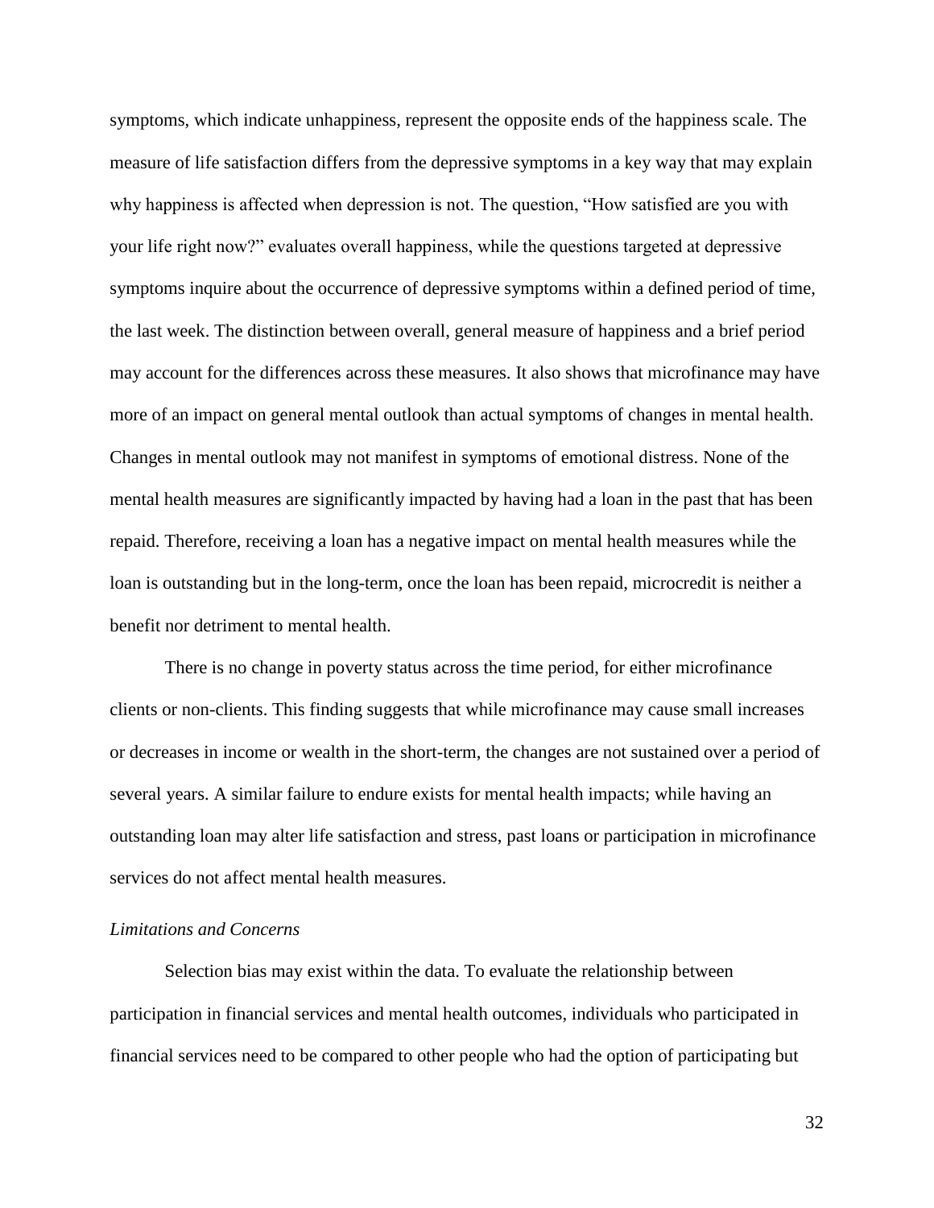symptoms, which indicate unhappiness, represent the opposite ends of the happiness scale. The measure of life satisfaction differs from the depressive symptoms in a key way that may explain why happiness is affected when depression is not. The question, "How satisfied are you with your life right now?" evaluates overall happiness, while the questions targeted at depressive symptoms inquire about the occurrence of depressive symptoms within a defined period of time, the last week. The distinction between overall, general measure of happiness and a brief period may account for the differences across these measures. It also shows that microfinance may have more of an impact on general mental outlook than actual symptoms of changes in mental health. Changes in mental outlook may not manifest in symptoms of emotional distress. None of the mental health measures are significantly impacted by having had a loan in the past that has been repaid. Therefore, receiving a loan has a negative impact on mental health measures while the loan is outstanding but in the long-term, once the loan has been repaid, microcredit is neither a benefit nor detriment to mental health.

There is no change in poverty status across the time period, for either microfinance clients or non-clients. This finding suggests that while microfinance may cause small increases or decreases in income or wealth in the short-term, the changes are not sustained over a period of several years. A similar failure to endure exists for mental health impacts; while having an outstanding loan may alter life satisfaction and stress, past loans or participation in microfinance services do not affect mental health measures.

*Limitations and Concerns*

Selection bias may exist within the data. To evaluate the relationship between participation in financial services and mental health outcomes, individuals who participated in financial services need to be compared to other people who had the option of participating but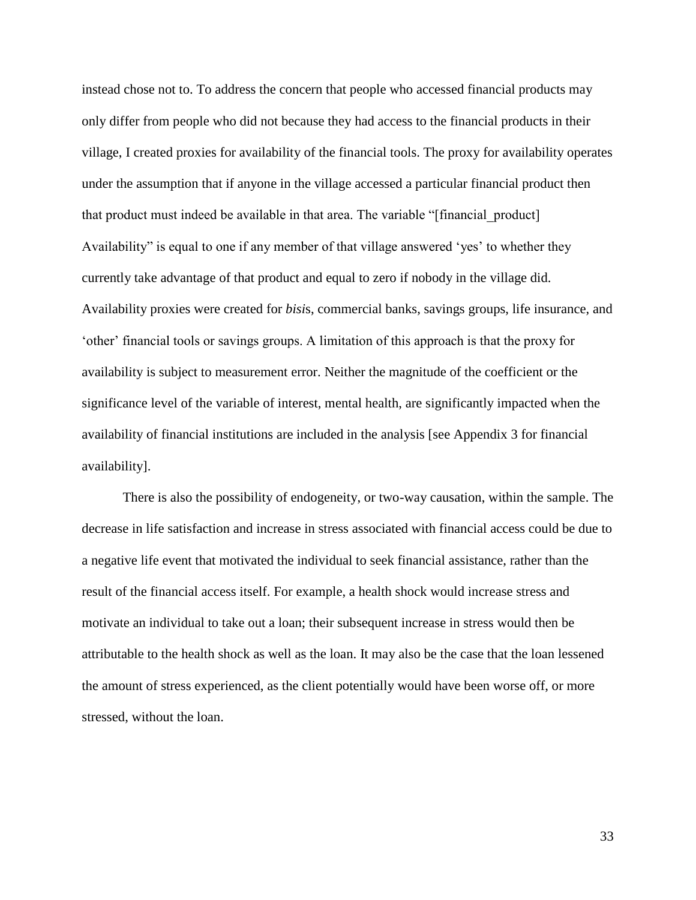instead chose not to. To address the concern that people who accessed financial products may only differ from people who did not because they had access to the financial products in their village, I created proxies for availability of the financial tools. The proxy for availability operates under the assumption that if anyone in the village accessed a particular financial product then that product must indeed be available in that area. The variable "[financial_product] Availability" is equal to one if any member of that village answered 'yes' to whether they currently take advantage of that product and equal to zero if nobody in the village did. Availability proxies were created for *bisi*s, commercial banks, savings groups, life insurance, and 'other' financial tools or savings groups. A limitation of this approach is that the proxy for availability is subject to measurement error. Neither the magnitude of the coefficient or the significance level of the variable of interest, mental health, are significantly impacted when the availability of financial institutions are included in the analysis [see Appendix 3 for financial availability].

There is also the possibility of endogeneity, or two-way causation, within the sample. The decrease in life satisfaction and increase in stress associated with financial access could be due to a negative life event that motivated the individual to seek financial assistance, rather than the result of the financial access itself. For example, a health shock would increase stress and motivate an individual to take out a loan; their subsequent increase in stress would then be attributable to the health shock as well as the loan. It may also be the case that the loan lessened the amount of stress experienced, as the client potentially would have been worse off, or more stressed, without the loan.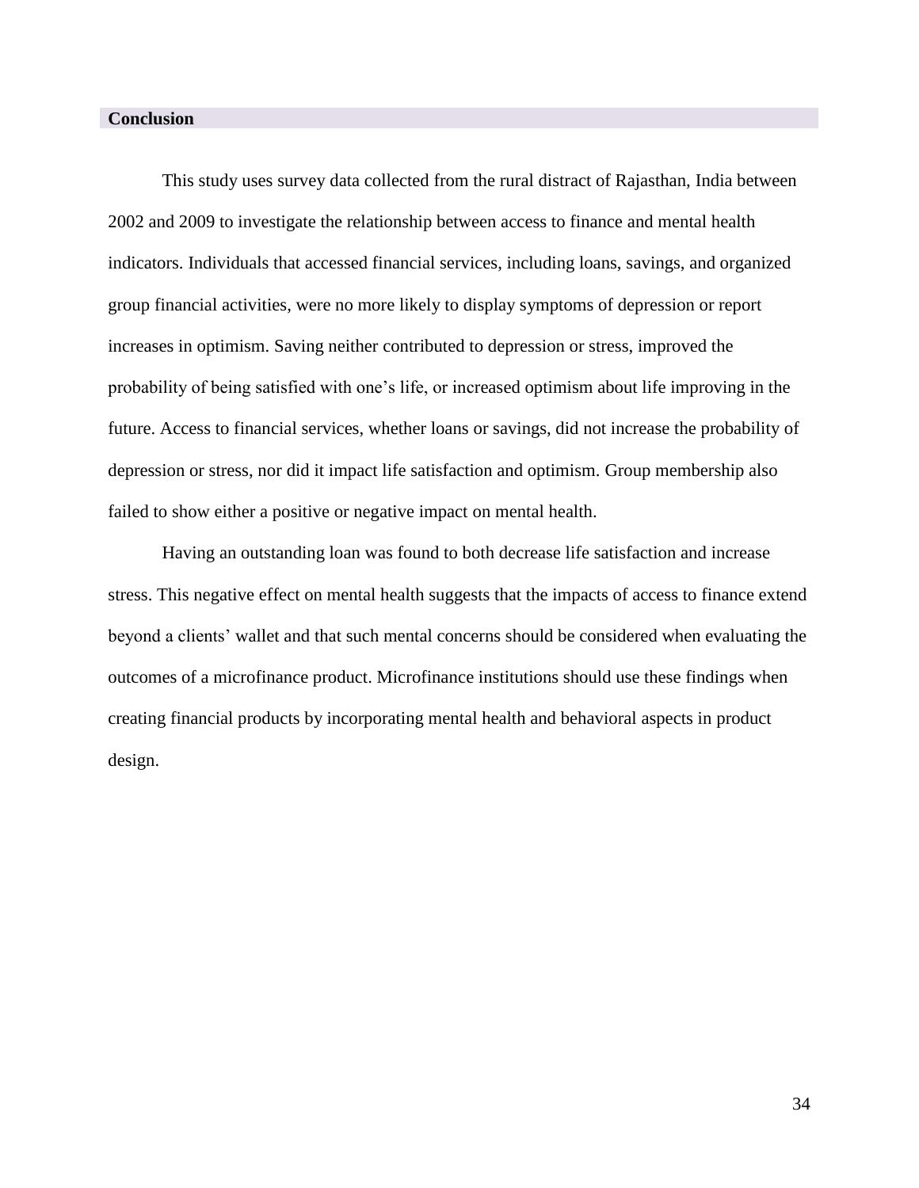## Conclusion

This study uses survey data collected from the rural distract of Rajasthan, India between 2002 and 2009 to investigate the relationship between access to finance and mental health indicators. Individuals that accessed financial services, including loans, savings, and organized group financial activities, were no more likely to display symptoms of depression or report increases in optimism. Saving neither contributed to depression or stress, improved the probability of being satisfied with one's life, or increased optimism about life improving in the future. Access to financial services, whether loans or savings, did not increase the probability of depression or stress, nor did it impact life satisfaction and optimism. Group membership also failed to show either a positive or negative impact on mental health.

Having an outstanding loan was found to both decrease life satisfaction and increase stress. This negative effect on mental health suggests that the impacts of access to finance extend beyond a clients' wallet and that such mental concerns should be considered when evaluating the outcomes of a microfinance product. Microfinance institutions should use these findings when creating financial products by incorporating mental health and behavioral aspects in product design.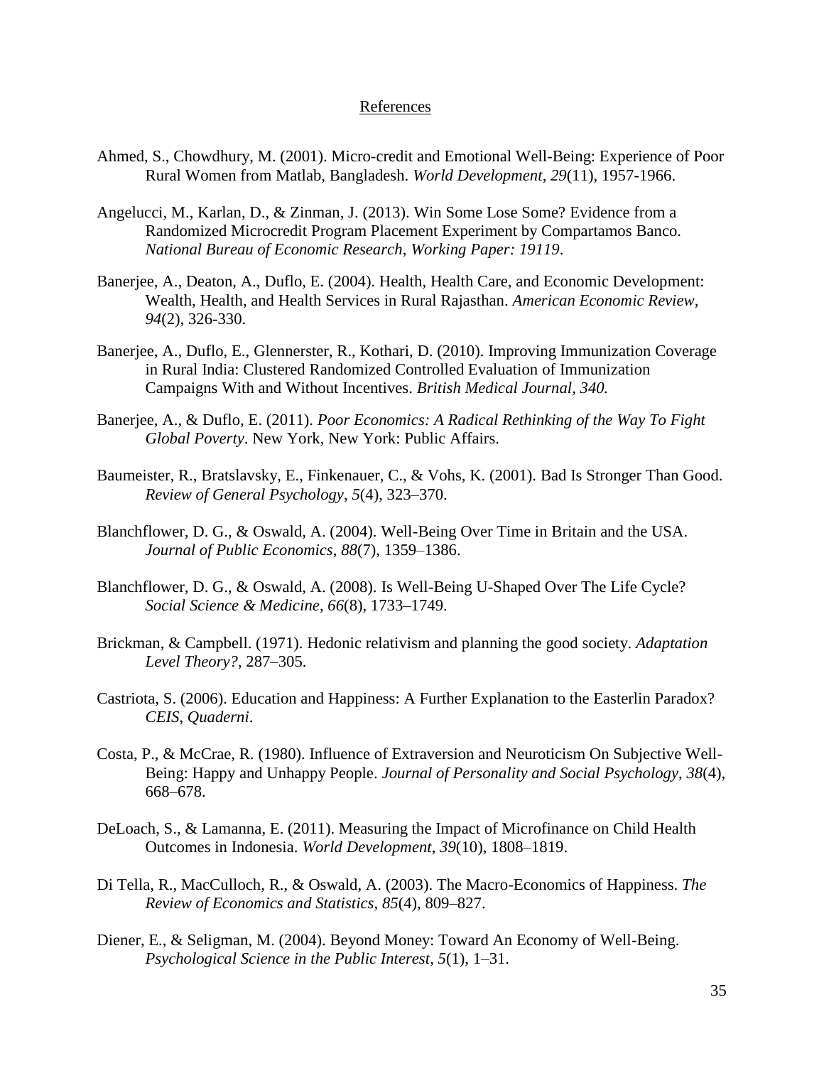# References

Ahmed, S., Chowdhury, M. (2001). Micro-credit and Emotional Well-Being: Experience of Poor Rural Women from Matlab, Bangladesh. *World Development*, *29*(11), 1957-1966.

Angelucci, M., Karlan, D., & Zinman, J. (2013). Win Some Lose Some? Evidence from a Randomized Microcredit Program Placement Experiment by Compartamos Banco. *National Bureau of Economic Research*, *Working Paper: 19119*.

Banerjee, A., Deaton, A., Duflo, E. (2004). Health, Health Care, and Economic Development: Wealth, Health, and Health Services in Rural Rajasthan. *American Economic Review, 94*(2), 326-330.

Banerjee, A., Duflo, E., Glennerster, R., Kothari, D. (2010). Improving Immunization Coverage in Rural India: Clustered Randomized Controlled Evaluation of Immunization Campaigns With and Without Incentives. *British Medical Journal, 340.*

Banerjee, A., & Duflo, E. (2011). *Poor Economics: A Radical Rethinking of the Way To Fight Global Poverty*. New York, New York: Public Affairs.

Baumeister, R., Bratslavsky, E., Finkenauer, C., & Vohs, K. (2001). Bad Is Stronger Than Good. *Review of General Psychology*, *5*(4), 323–370.

Blanchflower, D. G., & Oswald, A. (2004). Well-Being Over Time in Britain and the USA. *Journal of Public Economics*, *88*(7), 1359–1386.

Blanchflower, D. G., & Oswald, A. (2008). Is Well-Being U-Shaped Over The Life Cycle? *Social Science & Medicine*, *66*(8), 1733–1749.

Brickman, & Campbell. (1971). Hedonic relativism and planning the good society. *Adaptation Level Theory?*, 287–305.

Castriota, S. (2006). Education and Happiness: A Further Explanation to the Easterlin Paradox? *CEIS*, *Quaderni*.

Costa, P., & McCrae, R. (1980). Influence of Extraversion and Neuroticism On Subjective Well-Being: Happy and Unhappy People. *Journal of Personality and Social Psychology*, *38*(4), 668–678.

DeLoach, S., & Lamanna, E. (2011). Measuring the Impact of Microfinance on Child Health Outcomes in Indonesia. *World Development*, *39*(10), 1808–1819.

Di Tella, R., MacCulloch, R., & Oswald, A. (2003). The Macro-Economics of Happiness. *The Review of Economics and Statistics*, *85*(4), 809–827.

Diener, E., & Seligman, M. (2004). Beyond Money: Toward An Economy of Well-Being. *Psychological Science in the Public Interest*, *5*(1), 1–31.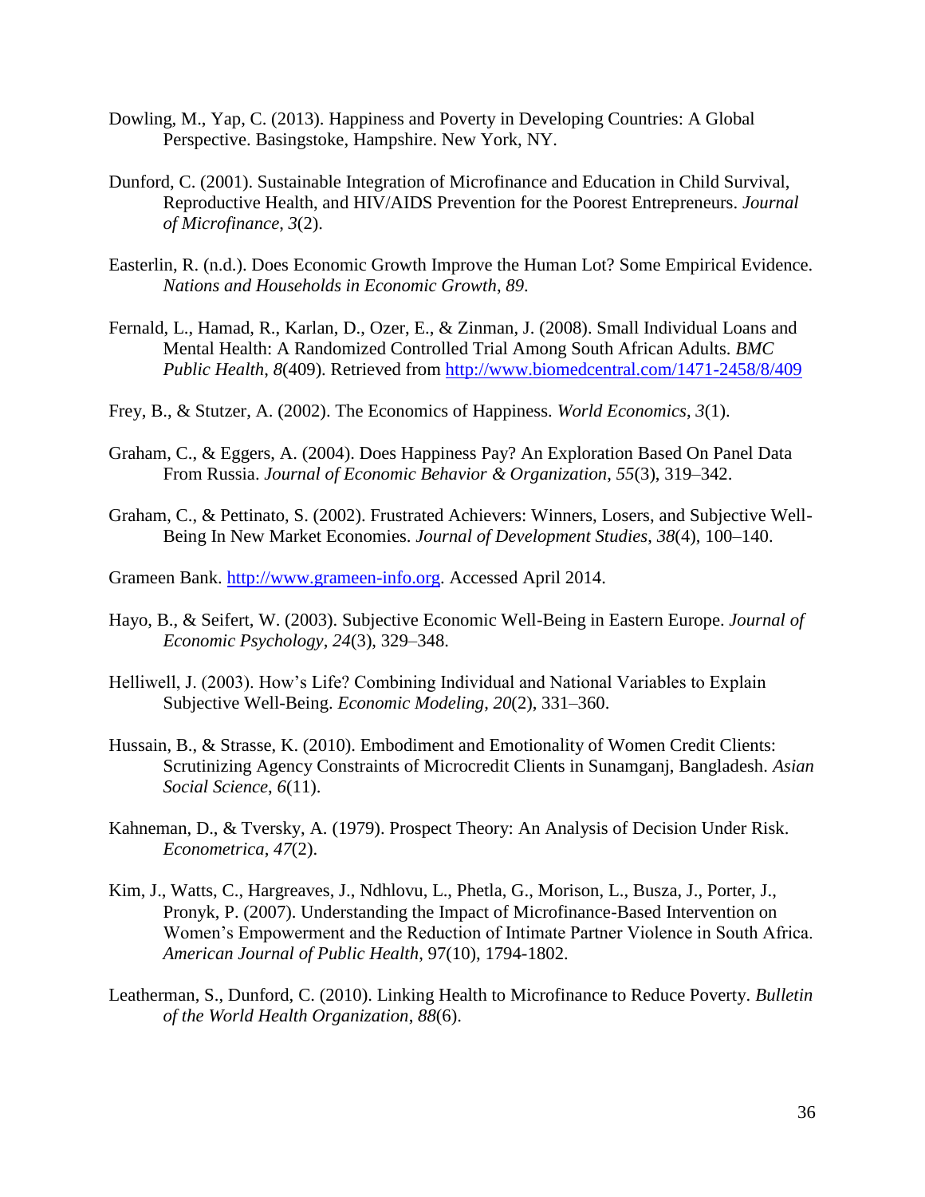Dowling, M., Yap, C. (2013). Happiness and Poverty in Developing Countries: A Global Perspective. Basingstoke, Hampshire. New York, NY.

Dunford, C. (2001). Sustainable Integration of Microfinance and Education in Child Survival, Reproductive Health, and HIV/AIDS Prevention for the Poorest Entrepreneurs. *Journal of Microfinance*, *3*(2).

Easterlin, R. (n.d.). Does Economic Growth Improve the Human Lot? Some Empirical Evidence. *Nations and Households in Economic Growth*, *89*.

Fernald, L., Hamad, R., Karlan, D., Ozer, E., & Zinman, J. (2008). Small Individual Loans and Mental Health: A Randomized Controlled Trial Among South African Adults. *BMC Public Health*, *8*(409). Retrieved from http://www.biomedcentral.com/1471-2458/8/409

Frey, B., & Stutzer, A. (2002). The Economics of Happiness. *World Economics*, *3*(1).

Graham, C., & Eggers, A. (2004). Does Happiness Pay? An Exploration Based On Panel Data From Russia. *Journal of Economic Behavior & Organization*, *55*(3), 319–342.

Graham, C., & Pettinato, S. (2002). Frustrated Achievers: Winners, Losers, and Subjective Well-Being In New Market Economies. *Journal of Development Studies*, *38*(4), 100–140.

Grameen Bank. http://www.grameen-info.org. Accessed April 2014.

Hayo, B., & Seifert, W. (2003). Subjective Economic Well-Being in Eastern Europe. *Journal of Economic Psychology*, *24*(3), 329–348.

Helliwell, J. (2003). How's Life? Combining Individual and National Variables to Explain Subjective Well-Being. *Economic Modeling*, *20*(2), 331–360.

Hussain, B., & Strasse, K. (2010). Embodiment and Emotionality of Women Credit Clients: Scrutinizing Agency Constraints of Microcredit Clients in Sunamganj, Bangladesh. *Asian Social Science*, *6*(11).

Kahneman, D., & Tversky, A. (1979). Prospect Theory: An Analysis of Decision Under Risk. *Econometrica*, *47*(2).

Kim, J., Watts, C., Hargreaves, J., Ndhlovu, L., Phetla, G., Morison, L., Busza, J., Porter, J., Pronyk, P. (2007). Understanding the Impact of Microfinance-Based Intervention on Women's Empowerment and the Reduction of Intimate Partner Violence in South Africa. *American Journal of Public Health*, 97(10), 1794-1802.

Leatherman, S., Dunford, C. (2010). Linking Health to Microfinance to Reduce Poverty. *Bulletin of the World Health Organization*, *88*(6).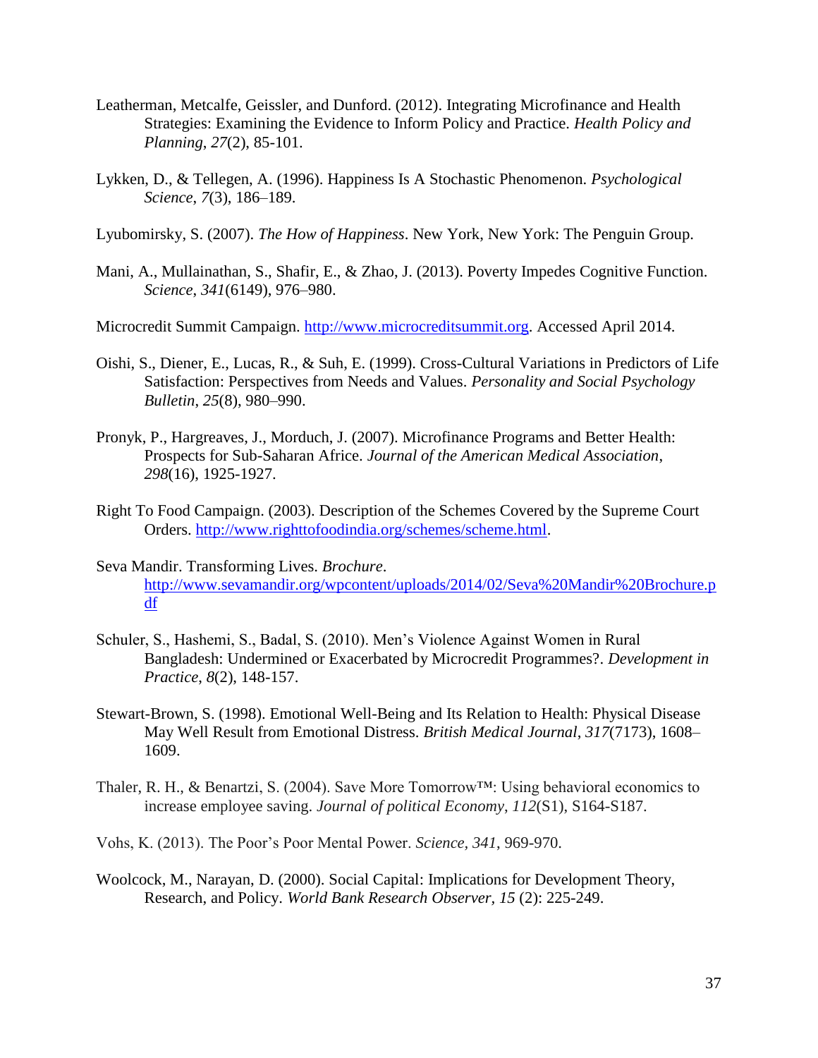Leatherman, Metcalfe, Geissler, and Dunford. (2012). Integrating Microfinance and Health Strategies: Examining the Evidence to Inform Policy and Practice. *Health Policy and Planning*, *27*(2), 85-101.

Lykken, D., & Tellegen, A. (1996). Happiness Is A Stochastic Phenomenon. *Psychological Science*, *7*(3), 186–189.

Lyubomirsky, S. (2007). *The How of Happiness*. New York, New York: The Penguin Group.

Mani, A., Mullainathan, S., Shafir, E., & Zhao, J. (2013). Poverty Impedes Cognitive Function. *Science*, *341*(6149), 976–980.

Microcredit Summit Campaign. [http://www.microcreditsummit.org](http://www.microcreditsummit.org). Accessed April 2014.

Oishi, S., Diener, E., Lucas, R., & Suh, E. (1999). Cross-Cultural Variations in Predictors of Life Satisfaction: Perspectives from Needs and Values. *Personality and Social Psychology Bulletin*, *25*(8), 980–990.

Pronyk, P., Hargreaves, J., Morduch, J. (2007). Microfinance Programs and Better Health: Prospects for Sub-Saharan Africe. *Journal of the American Medical Association*, *298*(16), 1925-1927.

Right To Food Campaign. (2003). Description of the Schemes Covered by the Supreme Court Orders. [http://www.righttofoodindia.org/schemes/scheme.html](http://www.righttofoodindia.org/schemes/scheme.html).

Seva Mandir. Transforming Lives. *Brochure*. [http://www.sevamandir.org/wpcontent/uploads/2014/02/Seva%20Mandir%20Brochure.pdf](http://www.sevamandir.org/wpcontent/uploads/2014/02/Seva%20Mandir%20Brochure.pdf)

Schuler, S., Hashemi, S., Badal, S. (2010). Men's Violence Against Women in Rural Bangladesh: Undermined or Exacerbated by Microcredit Programmes?. *Development in Practice*, *8*(2), 148-157.

Stewart-Brown, S. (1998). Emotional Well-Being and Its Relation to Health: Physical Disease May Well Result from Emotional Distress. *British Medical Journal*, *317*(7173), 1608–1609.

Thaler, R. H., & Benartzi, S. (2004). Save More Tomorrow™: Using behavioral economics to increase employee saving. *Journal of political Economy*, *112*(S1), S164-S187.

Vohs, K. (2013). The Poor's Poor Mental Power. *Science*, *341*, 969-970.

Woolcock, M., Narayan, D. (2000). Social Capital: Implications for Development Theory, Research, and Policy. *World Bank Research Observer*, *15* (2): 225-249.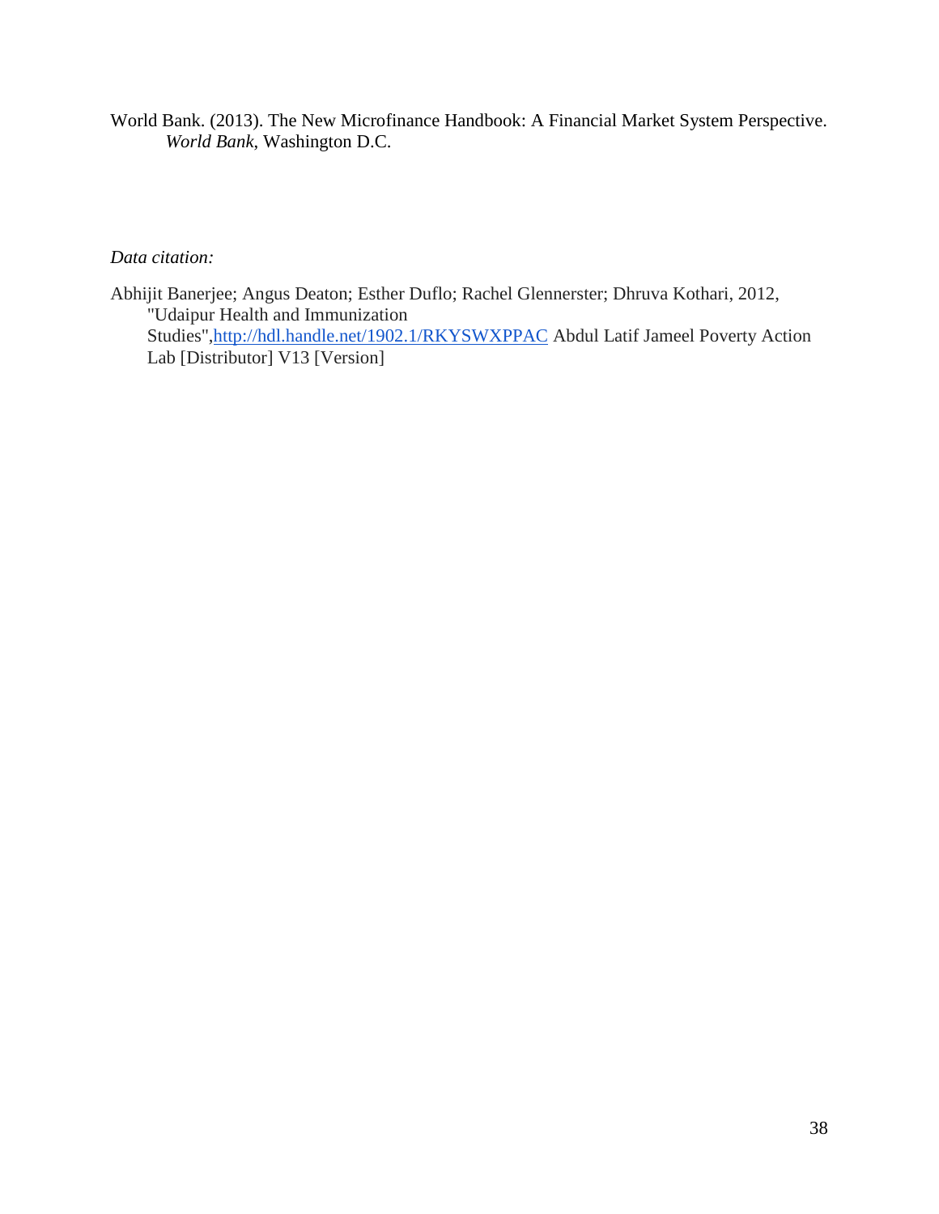World Bank. (2013). The New Microfinance Handbook: A Financial Market System Perspective. *World Bank*, Washington D.C.

*Data citation:*

Abhijit Banerjee; Angus Deaton; Esther Duflo; Rachel Glennerster; Dhruva Kothari, 2012, "Udaipur Health and Immunization Studies",http://hdl.handle.net/1902.1/RKYSWXPPAC Abdul Latif Jameel Poverty Action Lab [Distributor] V13 [Version]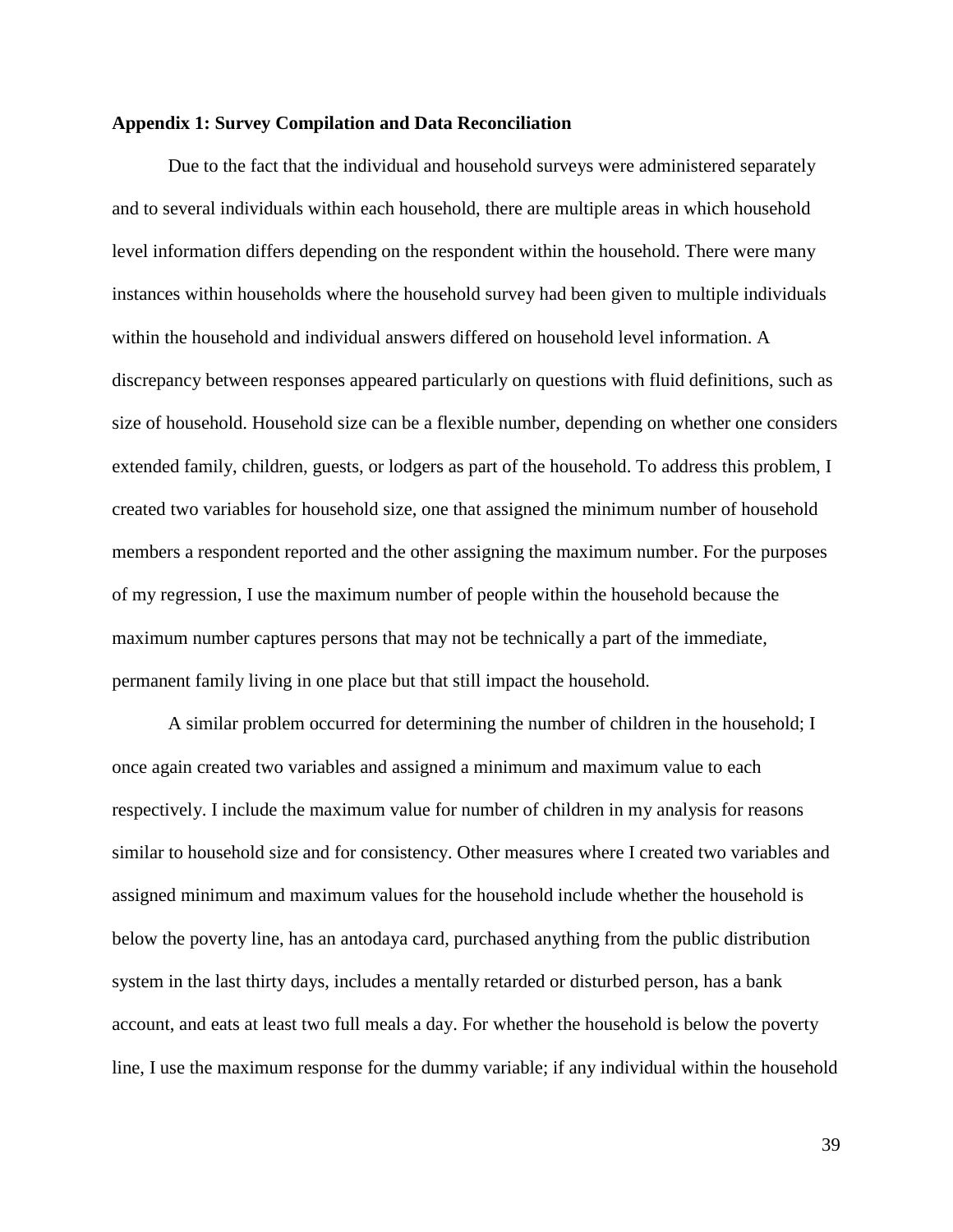**Appendix 1: Survey Compilation and Data Reconciliation**

Due to the fact that the individual and household surveys were administered separately and to several individuals within each household, there are multiple areas in which household level information differs depending on the respondent within the household. There were many instances within households where the household survey had been given to multiple individuals within the household and individual answers differed on household level information. A discrepancy between responses appeared particularly on questions with fluid definitions, such as size of household. Household size can be a flexible number, depending on whether one considers extended family, children, guests, or lodgers as part of the household. To address this problem, I created two variables for household size, one that assigned the minimum number of household members a respondent reported and the other assigning the maximum number. For the purposes of my regression, I use the maximum number of people within the household because the maximum number captures persons that may not be technically a part of the immediate, permanent family living in one place but that still impact the household.

A similar problem occurred for determining the number of children in the household; I once again created two variables and assigned a minimum and maximum value to each respectively. I include the maximum value for number of children in my analysis for reasons similar to household size and for consistency. Other measures where I created two variables and assigned minimum and maximum values for the household include whether the household is below the poverty line, has an antodaya card, purchased anything from the public distribution system in the last thirty days, includes a mentally retarded or disturbed person, has a bank account, and eats at least two full meals a day. For whether the household is below the poverty line, I use the maximum response for the dummy variable; if any individual within the household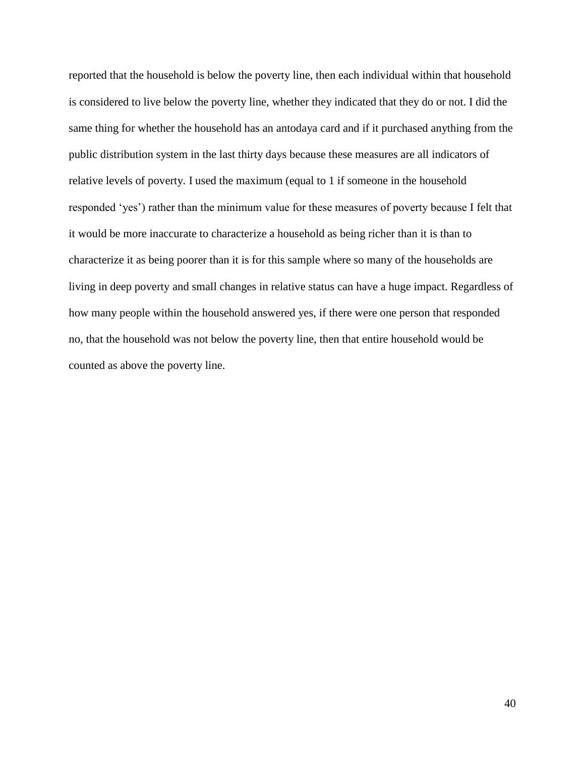reported that the household is below the poverty line, then each individual within that household is considered to live below the poverty line, whether they indicated that they do or not. I did the same thing for whether the household has an antodaya card and if it purchased anything from the public distribution system in the last thirty days because these measures are all indicators of relative levels of poverty. I used the maximum (equal to 1 if someone in the household responded 'yes') rather than the minimum value for these measures of poverty because I felt that it would be more inaccurate to characterize a household as being richer than it is than to characterize it as being poorer than it is for this sample where so many of the households are living in deep poverty and small changes in relative status can have a huge impact. Regardless of how many people within the household answered yes, if there were one person that responded no, that the household was not below the poverty line, then that entire household would be counted as above the poverty line.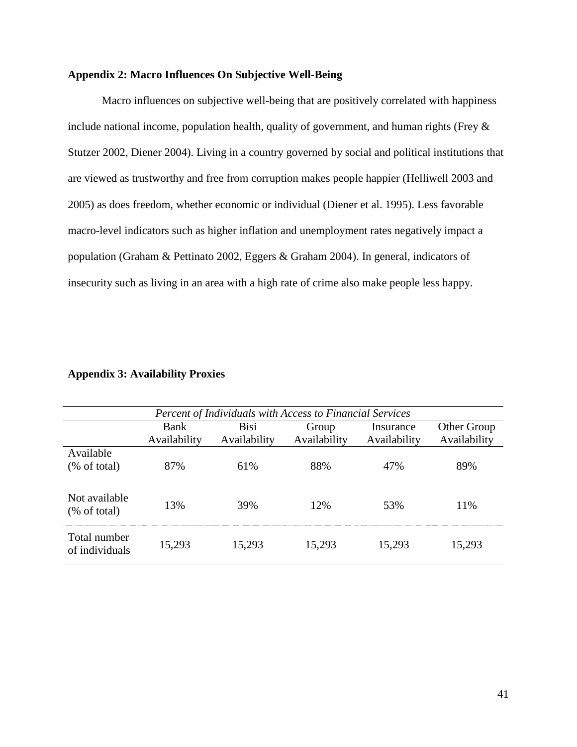**Appendix 2: Macro Influences On Subjective Well-Being**

Macro influences on subjective well-being that are positively correlated with happiness include national income, population health, quality of government, and human rights (Frey & Stutzer 2002, Diener 2004). Living in a country governed by social and political institutions that are viewed as trustworthy and free from corruption makes people happier (Helliwell 2003 and 2005) as does freedom, whether economic or individual (Diener et al. 1995). Less favorable macro-level indicators such as higher inflation and unemployment rates negatively impact a population (Graham & Pettinato 2002, Eggers & Graham 2004). In general, indicators of insecurity such as living in an area with a high rate of crime also make people less happy.

**Appendix 3: Availability Proxies**

| *Percent of Individuals with Access to Financial Services* | | | | | |
|---|---|---|---|---|---|
| | Bank Availability | Bisi Availability | Group Availability | Insurance Availability | Other Group Availability |
| Available (% of total) | 87% | 61% | 88% | 47% | 89% |
| Not available (% of total) | 13% | 39% | 12% | 53% | 11% |
| Total number of individuals | 15,293 | 15,293 | 15,293 | 15,293 | 15,293 |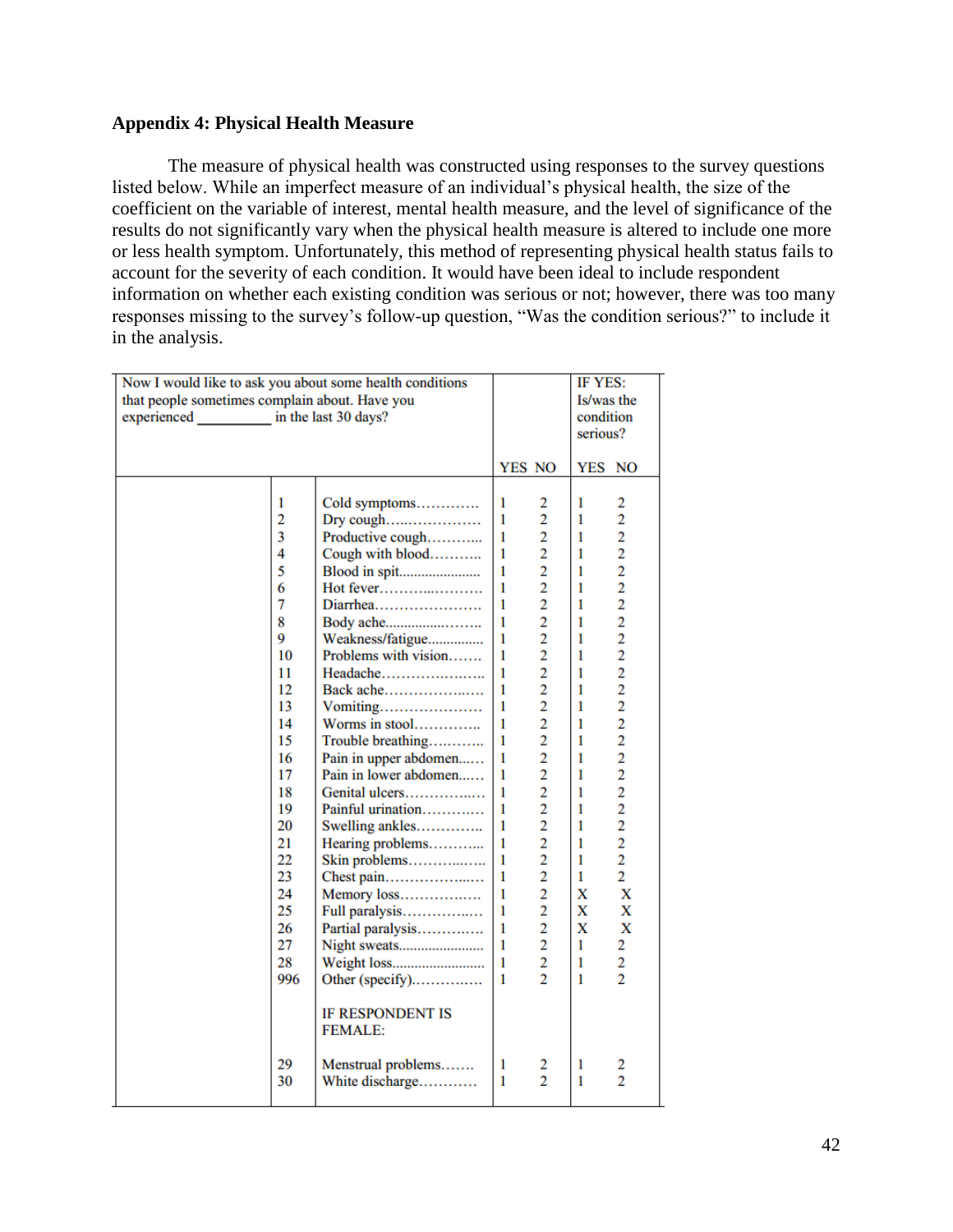## Appendix 4: Physical Health Measure

The measure of physical health was constructed using responses to the survey questions listed below. While an imperfect measure of an individual's physical health, the size of the coefficient on the variable of interest, mental health measure, and the level of significance of the results do not significantly vary when the physical health measure is altered to include one more or less health symptom. Unfortunately, this method of representing physical health status fails to account for the severity of each condition. It would have been ideal to include respondent information on whether each existing condition was serious or not; however, there was too many responses missing to the survey's follow-up question, "Was the condition serious?" to include it in the analysis.

| Now I would like to ask you about some health conditions that people sometimes complain about. Have you experienced __________ in the last 30 days? | | | | IF YES: Is/was the condition serious? | |
|---|---|---|---|---|---|
| | | YES | NO | YES | NO |
| 1 | Cold symptoms………… | 1 | 2 | 1 | 2 |
| 2 | Dry cough………………. | 1 | 2 | 1 | 2 |
| 3 | Productive cough……….. | 1 | 2 | 1 | 2 |
| 4 | Cough with blood……….. | 1 | 2 | 1 | 2 |
| 5 | Blood in spit..................... | 1 | 2 | 1 | 2 |
| 6 | Hot fever………..……… | 1 | 2 | 1 | 2 |
| 7 | Diarrhea………………… | 1 | 2 | 1 | 2 |
| 8 | Body ache.................……. | 1 | 2 | 1 | 2 |
| 9 | Weakness/fatigue.............. | 1 | 2 | 1 | 2 |
| 10 | Problems with vision……. | 1 | 2 | 1 | 2 |
| 11 | Headache………………... | 1 | 2 | 1 | 2 |
| 12 | Back ache……………..…. | 1 | 2 | 1 | 2 |
| 13 | Vomiting………………… | 1 | 2 | 1 | 2 |
| 14 | Worms in stool………….. | 1 | 2 | 1 | 2 |
| 15 | Trouble breathing……….. | 1 | 2 | 1 | 2 |
| 16 | Pain in upper abdomen...… | 1 | 2 | 1 | 2 |
| 17 | Pain in lower abdomen...… | 1 | 2 | 1 | 2 |
| 18 | Genital ulcers…………..… | 1 | 2 | 1 | 2 |
| 19 | Painful urination………… | 1 | 2 | 1 | 2 |
| 20 | Swelling ankles………….. | 1 | 2 | 1 | 2 |
| 21 | Hearing problems……….. | 1 | 2 | 1 | 2 |
| 22 | Skin problems…………..... | 1 | 2 | 1 | 2 |
| 23 | Chest pain……………..… | 1 | 2 | 1 | 2 |
| 24 | Memory loss……………. | 1 | 2 | X | X |
| 25 | Full paralysis…………..… | 1 | 2 | X | X |
| 26 | Partial paralysis…………. | 1 | 2 | X | X |
| 27 | Night sweats...................... | 1 | 2 | 1 | 2 |
| 28 | Weight loss........................ | 1 | 2 | 1 | 2 |
| 996 | Other (specify)…………… | 1 | 2 | 1 | 2 |
| | IF RESPONDENT IS FEMALE: | | | | |
| 29 | Menstrual problems……. | 1 | 2 | 1 | 2 |
| 30 | White discharge………… | 1 | 2 | 1 | 2 |